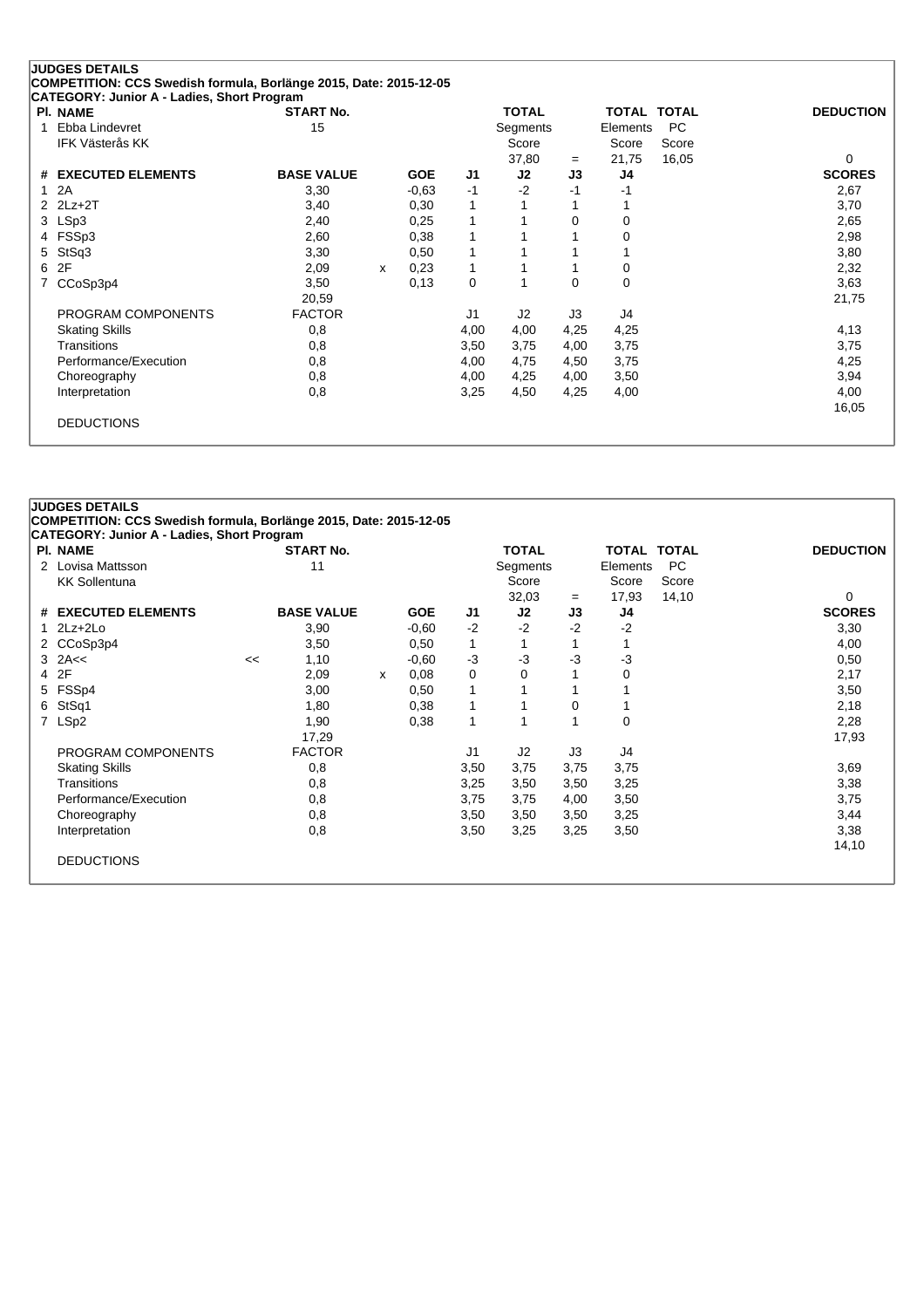**JUDGES DETAILS**

**COMPETITION: CCS Swedish formula, Borlänge 2015, Date: 2015-12-05**

**CATEGORY: Junior A - Ladies, Short Program**

| Pl. | NAME | START No. | TOTAL Segments Score | = | TOTAL Elements Score | TOTAL PC Score | DEDUCTION |
|---|---|---|---|---|---|---|---|
| 1 | Ebba Lindevret<br>IFK Västerås KK | 15 | 37,80 | = | 21,75 | 16,05 | 0 |

| # | EXECUTED ELEMENTS | | BASE VALUE | | GOE | J1 | J2 | J3 | J4 | SCORES |
|---|---|---|---|---|---|---|---|---|---|---|
| 1 | 2A | | 3,30 | | -0,63 | -1 | -2 | -1 | -1 | 2,67 |
| 2 | 2Lz+2T | | 3,40 | | 0,30 | 1 | 1 | 1 | 1 | 3,70 |
| 3 | LSp3 | | 2,40 | | 0,25 | 1 | 1 | 0 | 0 | 2,65 |
| 4 | FSSp3 | | 2,60 | | 0,38 | 1 | 1 | 1 | 0 | 2,98 |
| 5 | StSq3 | | 3,30 | | 0,50 | 1 | 1 | 1 | 1 | 3,80 |
| 6 | 2F | | 2,09 | x | 0,23 | 1 | 1 | 1 | 0 | 2,32 |
| 7 | CCoSp3p4 | | 3,50 | | 0,13 | 0 | 1 | 0 | 0 | 3,63 |
| | | | 20,59 | | | | | | | 21,75 |

| PROGRAM COMPONENTS | FACTOR | J1 | J2 | J3 | J4 | |
|---|---|---|---|---|---|---|
| Skating Skills | 0,8 | 4,00 | 4,00 | 4,25 | 4,25 | 4,13 |
| Transitions | 0,8 | 3,50 | 3,75 | 4,00 | 3,75 | 3,75 |
| Performance/Execution | 0,8 | 4,00 | 4,75 | 4,50 | 3,75 | 4,25 |
| Choreography | 0,8 | 4,00 | 4,25 | 4,00 | 3,50 | 3,94 |
| Interpretation | 0,8 | 3,25 | 4,50 | 4,25 | 4,00 | 4,00 |
| | | | | | | 16,05 |

DEDUCTIONS

**JUDGES DETAILS**

**COMPETITION: CCS Swedish formula, Borlänge 2015, Date: 2015-12-05**

**CATEGORY: Junior A - Ladies, Short Program**

| Pl. | NAME | START No. | TOTAL Segments Score | = | TOTAL Elements Score | TOTAL PC Score | DEDUCTION |
|---|---|---|---|---|---|---|---|
| 2 | Lovisa Mattsson<br>KK Sollentuna | 11 | 32,03 | = | 17,93 | 14,10 | 0 |

| # | EXECUTED ELEMENTS | | BASE VALUE | | GOE | J1 | J2 | J3 | J4 | SCORES |
|---|---|---|---|---|---|---|---|---|---|---|
| 1 | 2Lz+2Lo | | 3,90 | | -0,60 | -2 | -2 | -2 | -2 | 3,30 |
| 2 | CCoSp3p4 | | 3,50 | | 0,50 | 1 | 1 | 1 | 1 | 4,00 |
| 3 | 2A<< | << | 1,10 | | -0,60 | -3 | -3 | -3 | -3 | 0,50 |
| 4 | 2F | | 2,09 | x | 0,08 | 0 | 0 | 1 | 0 | 2,17 |
| 5 | FSSp4 | | 3,00 | | 0,50 | 1 | 1 | 1 | 1 | 3,50 |
| 6 | StSq1 | | 1,80 | | 0,38 | 1 | 1 | 0 | 1 | 2,18 |
| 7 | LSp2 | | 1,90 | | 0,38 | 1 | 1 | 1 | 0 | 2,28 |
| | | | 17,29 | | | | | | | 17,93 |

| PROGRAM COMPONENTS | FACTOR | J1 | J2 | J3 | J4 | |
|---|---|---|---|---|---|---|
| Skating Skills | 0,8 | 3,50 | 3,75 | 3,75 | 3,75 | 3,69 |
| Transitions | 0,8 | 3,25 | 3,50 | 3,50 | 3,25 | 3,38 |
| Performance/Execution | 0,8 | 3,75 | 3,75 | 4,00 | 3,50 | 3,75 |
| Choreography | 0,8 | 3,50 | 3,50 | 3,50 | 3,25 | 3,44 |
| Interpretation | 0,8 | 3,50 | 3,25 | 3,25 | 3,50 | 3,38 |
| | | | | | | 14,10 |

DEDUCTIONS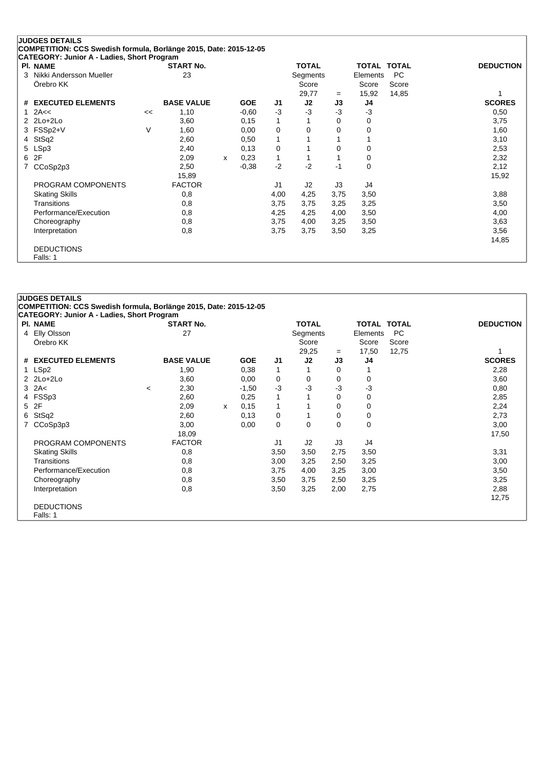**JUDGES DETAILS**
**COMPETITION: CCS Swedish formula, Borlänge 2015, Date: 2015-12-05**
**CATEGORY: Junior A - Ladies, Short Program**

| Pl. | NAME | START No. | TOTAL Segments Score | = | TOTAL Elements Score | TOTAL PC Score | DEDUCTION |
|---|---|---|---|---|---|---|---|
| 3 | Nikki Andersson Mueller, Örebro KK | 23 | 29,77 | = | 15,92 | 14,85 | 1 |

| # | EXECUTED ELEMENTS | | BASE VALUE | | GOE | J1 | J2 | J3 | J4 | SCORES |
|---|---|---|---|---|---|---|---|---|---|---|
| 1 | 2A<< | << | 1,10 | | -0,60 | -3 | -3 | -3 | -3 | 0,50 |
| 2 | 2Lo+2Lo | | 3,60 | | 0,15 | 1 | 1 | 0 | 0 | 3,75 |
| 3 | FSSp2+V | V | 1,60 | | 0,00 | 0 | 0 | 0 | 0 | 1,60 |
| 4 | StSq2 | | 2,60 | | 0,50 | 1 | 1 | 1 | 1 | 3,10 |
| 5 | LSp3 | | 2,40 | | 0,13 | 0 | 1 | 0 | 0 | 2,53 |
| 6 | 2F | | 2,09 | x | 0,23 | 1 | 1 | 1 | 0 | 2,32 |
| 7 | CCoSp2p3 | | 2,50 | | -0,38 | -2 | -2 | -1 | 0 | 2,12 |
| | | | 15,89 | | | | | | | 15,92 |

| PROGRAM COMPONENTS | FACTOR | J1 | J2 | J3 | J4 | |
|---|---|---|---|---|---|---|
| Skating Skills | 0,8 | 4,00 | 4,25 | 3,75 | 3,50 | 3,88 |
| Transitions | 0,8 | 3,75 | 3,75 | 3,25 | 3,25 | 3,50 |
| Performance/Execution | 0,8 | 4,25 | 4,25 | 4,00 | 3,50 | 4,00 |
| Choreography | 0,8 | 3,75 | 4,00 | 3,25 | 3,50 | 3,63 |
| Interpretation | 0,8 | 3,75 | 3,75 | 3,50 | 3,25 | 3,56 |
| | | | | | | 14,85 |

DEDUCTIONS
Falls: 1

**JUDGES DETAILS**
**COMPETITION: CCS Swedish formula, Borlänge 2015, Date: 2015-12-05**
**CATEGORY: Junior A - Ladies, Short Program**

| Pl. | NAME | START No. | TOTAL Segments Score | = | TOTAL Elements Score | TOTAL PC Score | DEDUCTION |
|---|---|---|---|---|---|---|---|
| 4 | Elly Olsson, Örebro KK | 27 | 29,25 | = | 17,50 | 12,75 | 1 |

| # | EXECUTED ELEMENTS | | BASE VALUE | | GOE | J1 | J2 | J3 | J4 | SCORES |
|---|---|---|---|---|---|---|---|---|---|---|
| 1 | LSp2 | | 1,90 | | 0,38 | 1 | 1 | 0 | 1 | 2,28 |
| 2 | 2Lo+2Lo | | 3,60 | | 0,00 | 0 | 0 | 0 | 0 | 3,60 |
| 3 | 2A< | < | 2,30 | | -1,50 | -3 | -3 | -3 | -3 | 0,80 |
| 4 | FSSp3 | | 2,60 | | 0,25 | 1 | 1 | 0 | 0 | 2,85 |
| 5 | 2F | | 2,09 | x | 0,15 | 1 | 1 | 0 | 0 | 2,24 |
| 6 | StSq2 | | 2,60 | | 0,13 | 0 | 1 | 0 | 0 | 2,73 |
| 7 | CCoSp3p3 | | 3,00 | | 0,00 | 0 | 0 | 0 | 0 | 3,00 |
| | | | 18,09 | | | | | | | 17,50 |

| PROGRAM COMPONENTS | FACTOR | J1 | J2 | J3 | J4 | |
|---|---|---|---|---|---|---|
| Skating Skills | 0,8 | 3,50 | 3,50 | 2,75 | 3,50 | 3,31 |
| Transitions | 0,8 | 3,00 | 3,25 | 2,50 | 3,25 | 3,00 |
| Performance/Execution | 0,8 | 3,75 | 4,00 | 3,25 | 3,00 | 3,50 |
| Choreography | 0,8 | 3,50 | 3,75 | 2,50 | 3,25 | 3,25 |
| Interpretation | 0,8 | 3,50 | 3,25 | 2,00 | 2,75 | 2,88 |
| | | | | | | 12,75 |

DEDUCTIONS
Falls: 1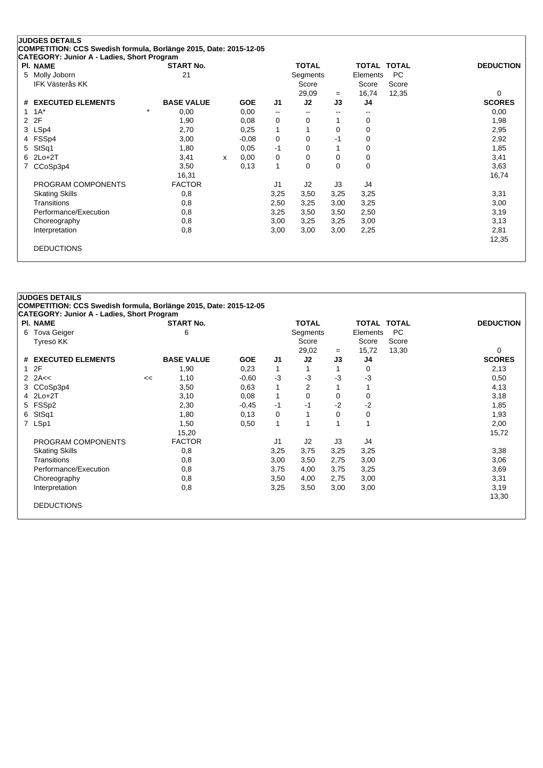**JUDGES DETAILS**
**COMPETITION: CCS Swedish formula, Borlänge 2015, Date: 2015-12-05**
**CATEGORY: Junior A - Ladies, Short Program**

| Pl. | NAME | START No. | TOTAL Segments Score | = | TOTAL Elements Score | TOTAL PC Score | DEDUCTION |
|---|---|---|---|---|---|---|---|
| 5 | Molly Joborn, IFK Västerås KK | 21 | 29,09 | = | 16,74 | 12,35 | 0 |

| # | EXECUTED ELEMENTS | | BASE VALUE | | GOE | J1 | J2 | J3 | J4 | SCORES |
|---|---|---|---|---|---|---|---|---|---|---|
| 1 | 1A* | * | 0,00 | | 0,00 | -- | -- | -- | -- | 0,00 |
| 2 | 2F | | 1,90 | | 0,08 | 0 | 0 | 1 | 0 | 1,98 |
| 3 | LSp4 | | 2,70 | | 0,25 | 1 | 1 | 0 | 0 | 2,95 |
| 4 | FSSp4 | | 3,00 | | -0,08 | 0 | 0 | -1 | 0 | 2,92 |
| 5 | StSq1 | | 1,80 | | 0,05 | -1 | 0 | 1 | 0 | 1,85 |
| 6 | 2Lo+2T | | 3,41 | x | 0,00 | 0 | 0 | 0 | 0 | 3,41 |
| 7 | CCoSp3p4 | | 3,50 | | 0,13 | 1 | 0 | 0 | 0 | 3,63 |
| | | | 16,31 | | | | | | | 16,74 |
| | PROGRAM COMPONENTS | | FACTOR | | | J1 | J2 | J3 | J4 | |
| | Skating Skills | | 0,8 | | | 3,25 | 3,50 | 3,25 | 3,25 | 3,31 |
| | Transitions | | 0,8 | | | 2,50 | 3,25 | 3,00 | 3,25 | 3,00 |
| | Performance/Execution | | 0,8 | | | 3,25 | 3,50 | 3,50 | 2,50 | 3,19 |
| | Choreography | | 0,8 | | | 3,00 | 3,25 | 3,25 | 3,00 | 3,13 |
| | Interpretation | | 0,8 | | | 3,00 | 3,00 | 3,00 | 2,25 | 2,81 |
| | | | | | | | | | | 12,35 |
| | DEDUCTIONS | | | | | | | | | |

**JUDGES DETAILS**
**COMPETITION: CCS Swedish formula, Borlänge 2015, Date: 2015-12-05**
**CATEGORY: Junior A - Ladies, Short Program**

| Pl. | NAME | START No. | TOTAL Segments Score | = | TOTAL Elements Score | TOTAL PC Score | DEDUCTION |
|---|---|---|---|---|---|---|---|
| 6 | Tova Geiger, Tyresö KK | 6 | 29,02 | = | 15,72 | 13,30 | 0 |

| # | EXECUTED ELEMENTS | | BASE VALUE | GOE | J1 | J2 | J3 | J4 | SCORES |
|---|---|---|---|---|---|---|---|---|---|
| 1 | 2F | | 1,90 | 0,23 | 1 | 1 | 1 | 0 | 2,13 |
| 2 | 2A<< | << | 1,10 | -0,60 | -3 | -3 | -3 | -3 | 0,50 |
| 3 | CCoSp3p4 | | 3,50 | 0,63 | 1 | 2 | 1 | 1 | 4,13 |
| 4 | 2Lo+2T | | 3,10 | 0,08 | 1 | 0 | 0 | 0 | 3,18 |
| 5 | FSSp2 | | 2,30 | -0,45 | -1 | -1 | -2 | -2 | 1,85 |
| 6 | StSq1 | | 1,80 | 0,13 | 0 | 1 | 0 | 0 | 1,93 |
| 7 | LSp1 | | 1,50 | 0,50 | 1 | 1 | 1 | 1 | 2,00 |
| | | | 15,20 | | | | | | 15,72 |
| | PROGRAM COMPONENTS | | FACTOR | | J1 | J2 | J3 | J4 | |
| | Skating Skills | | 0,8 | | 3,25 | 3,75 | 3,25 | 3,25 | 3,38 |
| | Transitions | | 0,8 | | 3,00 | 3,50 | 2,75 | 3,00 | 3,06 |
| | Performance/Execution | | 0,8 | | 3,75 | 4,00 | 3,75 | 3,25 | 3,69 |
| | Choreography | | 0,8 | | 3,50 | 4,00 | 2,75 | 3,00 | 3,31 |
| | Interpretation | | 0,8 | | 3,25 | 3,50 | 3,00 | 3,00 | 3,19 |
| | | | | | | | | | 13,30 |
| | DEDUCTIONS | | | | | | | | |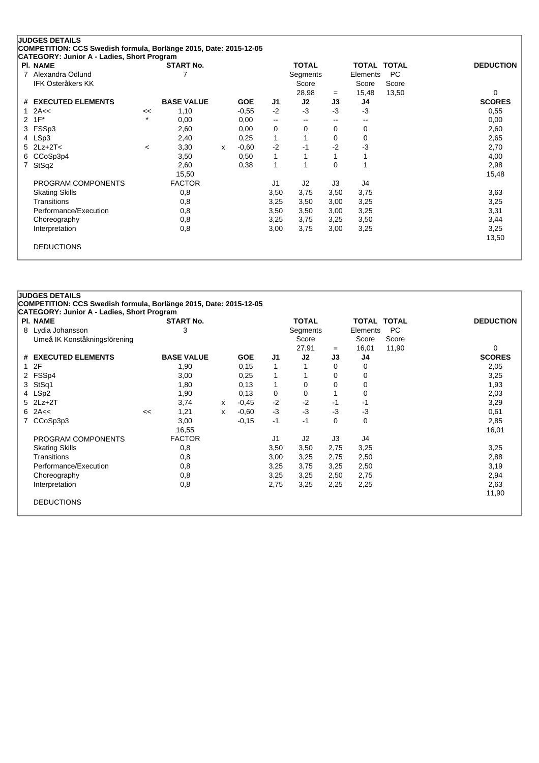## JUDGES DETAILS

**COMPETITION: CCS Swedish formula, Borlänge 2015, Date: 2015-12-05**

**CATEGORY: Junior A - Ladies, Short Program**

| Pl. | NAME | START No. | TOTAL Segments Score | = | TOTAL Elements Score | TOTAL PC Score | DEDUCTION |
|---|---|---|---|---|---|---|---|
| 7 | Alexandra Ödlund<br>IFK Österåkers KK | 7 | 28,98 | = | 15,48 | 13,50 | 0 |

| # | EXECUTED ELEMENTS | | BASE VALUE | | GOE | J1 | J2 | J3 | J4 | SCORES |
|---|---|---|---|---|---|---|---|---|---|---|
| 1 | 2A<< | << | 1,10 | | -0,55 | -2 | -3 | -3 | -3 | 0,55 |
| 2 | 1F* | * | 0,00 | | 0,00 | -- | -- | -- | -- | 0,00 |
| 3 | FSSp3 | | 2,60 | | 0,00 | 0 | 0 | 0 | 0 | 2,60 |
| 4 | LSp3 | | 2,40 | | 0,25 | 1 | 1 | 0 | 0 | 2,65 |
| 5 | 2Lz+2T< | < | 3,30 | x | -0,60 | -2 | -1 | -2 | -3 | 2,70 |
| 6 | CCoSp3p4 | | 3,50 | | 0,50 | 1 | 1 | 1 | 1 | 4,00 |
| 7 | StSq2 | | 2,60 | | 0,38 | 1 | 1 | 0 | 1 | 2,98 |
| | | | 15,50 | | | | | | | 15,48 |

| PROGRAM COMPONENTS | FACTOR | J1 | J2 | J3 | J4 | |
|---|---|---|---|---|---|---|
| Skating Skills | 0,8 | 3,50 | 3,75 | 3,50 | 3,75 | 3,63 |
| Transitions | 0,8 | 3,25 | 3,50 | 3,00 | 3,25 | 3,25 |
| Performance/Execution | 0,8 | 3,50 | 3,50 | 3,00 | 3,25 | 3,31 |
| Choreography | 0,8 | 3,25 | 3,75 | 3,25 | 3,50 | 3,44 |
| Interpretation | 0,8 | 3,00 | 3,75 | 3,00 | 3,25 | 3,25 |
| | | | | | | 13,50 |

DEDUCTIONS

## JUDGES DETAILS

**COMPETITION: CCS Swedish formula, Borlänge 2015, Date: 2015-12-05**

**CATEGORY: Junior A - Ladies, Short Program**

| Pl. | NAME | START No. | TOTAL Segments Score | = | TOTAL Elements Score | TOTAL PC Score | DEDUCTION |
|---|---|---|---|---|---|---|---|
| 8 | Lydia Johansson<br>Umeå IK Konståkningsförening | 3 | 27,91 | = | 16,01 | 11,90 | 0 |

| # | EXECUTED ELEMENTS | | BASE VALUE | | GOE | J1 | J2 | J3 | J4 | SCORES |
|---|---|---|---|---|---|---|---|---|---|---|
| 1 | 2F | | 1,90 | | 0,15 | 1 | 1 | 0 | 0 | 2,05 |
| 2 | FSSp4 | | 3,00 | | 0,25 | 1 | 1 | 0 | 0 | 3,25 |
| 3 | StSq1 | | 1,80 | | 0,13 | 1 | 0 | 0 | 0 | 1,93 |
| 4 | LSp2 | | 1,90 | | 0,13 | 0 | 0 | 1 | 0 | 2,03 |
| 5 | 2Lz+2T | | 3,74 | x | -0,45 | -2 | -2 | -1 | -1 | 3,29 |
| 6 | 2A<< | << | 1,21 | x | -0,60 | -3 | -3 | -3 | -3 | 0,61 |
| 7 | CCoSp3p3 | | 3,00 | | -0,15 | -1 | -1 | 0 | 0 | 2,85 |
| | | | 16,55 | | | | | | | 16,01 |

| PROGRAM COMPONENTS | FACTOR | J1 | J2 | J3 | J4 | |
|---|---|---|---|---|---|---|
| Skating Skills | 0,8 | 3,50 | 3,50 | 2,75 | 3,25 | 3,25 |
| Transitions | 0,8 | 3,00 | 3,25 | 2,75 | 2,50 | 2,88 |
| Performance/Execution | 0,8 | 3,25 | 3,75 | 3,25 | 2,50 | 3,19 |
| Choreography | 0,8 | 3,25 | 3,25 | 2,50 | 2,75 | 2,94 |
| Interpretation | 0,8 | 2,75 | 3,25 | 2,25 | 2,25 | 2,63 |
| | | | | | | 11,90 |

DEDUCTIONS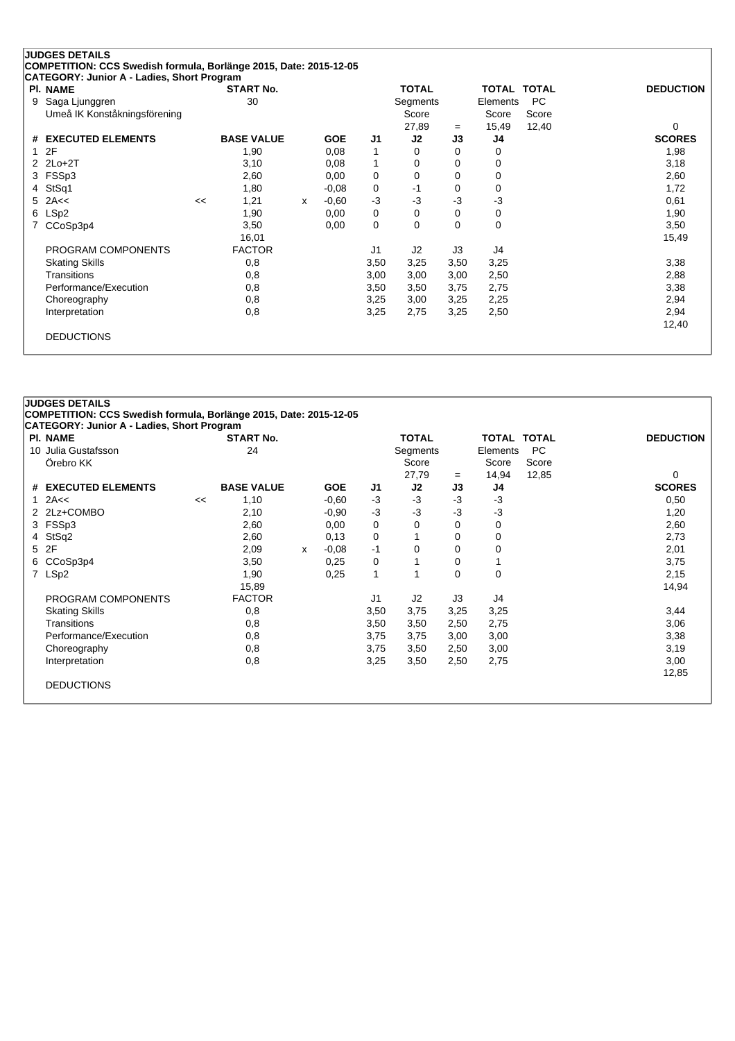## JUDGES DETAILS

**COMPETITION: CCS Swedish formula, Borlänge 2015, Date: 2015-12-05**

**CATEGORY: Junior A - Ladies, Short Program**

| Pl. | NAME | START No. | TOTAL Segments Score | = | TOTAL Elements Score | TOTAL PC Score | DEDUCTION |
|---|---|---|---|---|---|---|---|
| 9 | Saga Ljunggren<br>Umeå IK Konståkningsförening | 30 | 27,89 | = | 15,49 | 12,40 | 0 |

| # | EXECUTED ELEMENTS | | BASE VALUE | | GOE | J1 | J2 | J3 | J4 | SCORES |
|---|---|---|---|---|---|---|---|---|---|---|
| 1 | 2F | | 1,90 | | 0,08 | 1 | 0 | 0 | 0 | 1,98 |
| 2 | 2Lo+2T | | 3,10 | | 0,08 | 1 | 0 | 0 | 0 | 3,18 |
| 3 | FSSp3 | | 2,60 | | 0,00 | 0 | 0 | 0 | 0 | 2,60 |
| 4 | StSq1 | | 1,80 | | -0,08 | 0 | -1 | 0 | 0 | 1,72 |
| 5 | 2A<< | << | 1,21 | x | -0,60 | -3 | -3 | -3 | -3 | 0,61 |
| 6 | LSp2 | | 1,90 | | 0,00 | 0 | 0 | 0 | 0 | 1,90 |
| 7 | CCoSp3p4 | | 3,50 | | 0,00 | 0 | 0 | 0 | 0 | 3,50 |
| | | | 16,01 | | | | | | | 15,49 |

| PROGRAM COMPONENTS | FACTOR | J1 | J2 | J3 | J4 | SCORES |
|---|---|---|---|---|---|---|
| Skating Skills | 0,8 | 3,50 | 3,25 | 3,50 | 3,25 | 3,38 |
| Transitions | 0,8 | 3,00 | 3,00 | 3,00 | 2,50 | 2,88 |
| Performance/Execution | 0,8 | 3,50 | 3,50 | 3,75 | 2,75 | 3,38 |
| Choreography | 0,8 | 3,25 | 3,00 | 3,25 | 2,25 | 2,94 |
| Interpretation | 0,8 | 3,25 | 2,75 | 3,25 | 2,50 | 2,94 |
| | | | | | | 12,40 |

DEDUCTIONS

## JUDGES DETAILS

**COMPETITION: CCS Swedish formula, Borlänge 2015, Date: 2015-12-05**

**CATEGORY: Junior A - Ladies, Short Program**

| Pl. | NAME | START No. | TOTAL Segments Score | = | TOTAL Elements Score | TOTAL PC Score | DEDUCTION |
|---|---|---|---|---|---|---|---|
| 10 | Julia Gustafsson<br>Örebro KK | 24 | 27,79 | = | 14,94 | 12,85 | 0 |

| # | EXECUTED ELEMENTS | | BASE VALUE | | GOE | J1 | J2 | J3 | J4 | SCORES |
|---|---|---|---|---|---|---|---|---|---|---|
| 1 | 2A<< | << | 1,10 | | -0,60 | -3 | -3 | -3 | -3 | 0,50 |
| 2 | 2Lz+COMBO | | 2,10 | | -0,90 | -3 | -3 | -3 | -3 | 1,20 |
| 3 | FSSp3 | | 2,60 | | 0,00 | 0 | 0 | 0 | 0 | 2,60 |
| 4 | StSq2 | | 2,60 | | 0,13 | 0 | 1 | 0 | 0 | 2,73 |
| 5 | 2F | | 2,09 | x | -0,08 | -1 | 0 | 0 | 0 | 2,01 |
| 6 | CCoSp3p4 | | 3,50 | | 0,25 | 0 | 1 | 0 | 1 | 3,75 |
| 7 | LSp2 | | 1,90 | | 0,25 | 1 | 1 | 0 | 0 | 2,15 |
| | | | 15,89 | | | | | | | 14,94 |

| PROGRAM COMPONENTS | FACTOR | J1 | J2 | J3 | J4 | SCORES |
|---|---|---|---|---|---|---|
| Skating Skills | 0,8 | 3,50 | 3,75 | 3,25 | 3,25 | 3,44 |
| Transitions | 0,8 | 3,50 | 3,50 | 2,50 | 2,75 | 3,06 |
| Performance/Execution | 0,8 | 3,75 | 3,75 | 3,00 | 3,00 | 3,38 |
| Choreography | 0,8 | 3,75 | 3,50 | 2,50 | 3,00 | 3,19 |
| Interpretation | 0,8 | 3,25 | 3,50 | 2,50 | 2,75 | 3,00 |
| | | | | | | 12,85 |

DEDUCTIONS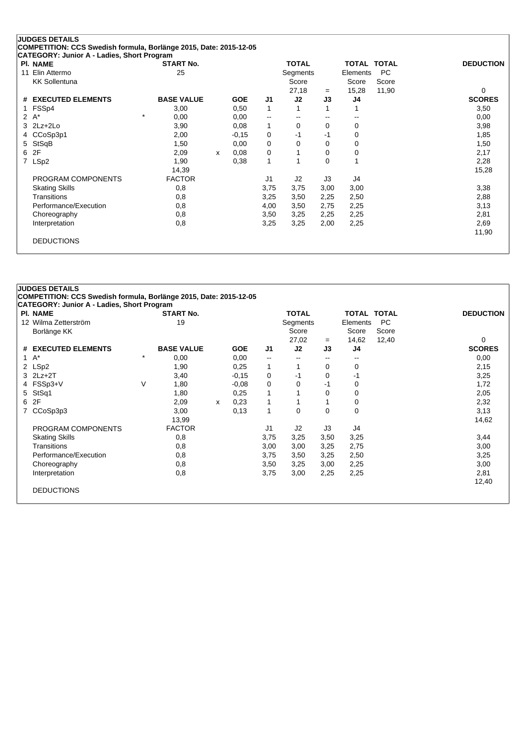## JUDGES DETAILS

**COMPETITION: CCS Swedish formula, Borlänge 2015, Date: 2015-12-05**

**CATEGORY: Junior A - Ladies, Short Program**

| Pl. | NAME | START No. | TOTAL Segments Score | = | TOTAL Elements Score | TOTAL PC Score | DEDUCTION |
|---|---|---|---|---|---|---|---|
| 11 | Elin Attermo<br>KK Sollentuna | 25 | 27,18 | = | 15,28 | 11,90 | 0 |

| # | EXECUTED ELEMENTS | | BASE VALUE | | GOE | J1 | J2 | J3 | J4 | SCORES |
|---|---|---|---|---|---|---|---|---|---|---|
| 1 | FSSp4 | | 3,00 | | 0,50 | 1 | 1 | 1 | 1 | 3,50 |
| 2 | A* | * | 0,00 | | 0,00 | -- | -- | -- | -- | 0,00 |
| 3 | 2Lz+2Lo | | 3,90 | | 0,08 | 1 | 0 | 0 | 0 | 3,98 |
| 4 | CCoSp3p1 | | 2,00 | | -0,15 | 0 | -1 | -1 | 0 | 1,85 |
| 5 | StSqB | | 1,50 | | 0,00 | 0 | 0 | 0 | 0 | 1,50 |
| 6 | 2F | | 2,09 | x | 0,08 | 0 | 1 | 0 | 0 | 2,17 |
| 7 | LSp2 | | 1,90 | | 0,38 | 1 | 1 | 0 | 1 | 2,28 |
| | | | 14,39 | | | | | | | 15,28 |

| PROGRAM COMPONENTS | FACTOR | J1 | J2 | J3 | J4 | |
|---|---|---|---|---|---|---|
| Skating Skills | 0,8 | 3,75 | 3,75 | 3,00 | 3,00 | 3,38 |
| Transitions | 0,8 | 3,25 | 3,50 | 2,25 | 2,50 | 2,88 |
| Performance/Execution | 0,8 | 4,00 | 3,50 | 2,75 | 2,25 | 3,13 |
| Choreography | 0,8 | 3,50 | 3,25 | 2,25 | 2,25 | 2,81 |
| Interpretation | 0,8 | 3,25 | 3,25 | 2,00 | 2,25 | 2,69 |
| | | | | | | 11,90 |

DEDUCTIONS

## JUDGES DETAILS

**COMPETITION: CCS Swedish formula, Borlänge 2015, Date: 2015-12-05**

**CATEGORY: Junior A - Ladies, Short Program**

| Pl. | NAME | START No. | TOTAL Segments Score | = | TOTAL Elements Score | TOTAL PC Score | DEDUCTION |
|---|---|---|---|---|---|---|---|
| 12 | Wilma Zetterström<br>Borlänge KK | 19 | 27,02 | = | 14,62 | 12,40 | 0 |

| # | EXECUTED ELEMENTS | | BASE VALUE | | GOE | J1 | J2 | J3 | J4 | SCORES |
|---|---|---|---|---|---|---|---|---|---|---|
| 1 | A* | * | 0,00 | | 0,00 | -- | -- | -- | -- | 0,00 |
| 2 | LSp2 | | 1,90 | | 0,25 | 1 | 1 | 0 | 0 | 2,15 |
| 3 | 2Lz+2T | | 3,40 | | -0,15 | 0 | -1 | 0 | -1 | 3,25 |
| 4 | FSSp3+V | V | 1,80 | | -0,08 | 0 | 0 | -1 | 0 | 1,72 |
| 5 | StSq1 | | 1,80 | | 0,25 | 1 | 1 | 0 | 0 | 2,05 |
| 6 | 2F | | 2,09 | x | 0,23 | 1 | 1 | 1 | 0 | 2,32 |
| 7 | CCoSp3p3 | | 3,00 | | 0,13 | 1 | 0 | 0 | 0 | 3,13 |
| | | | 13,99 | | | | | | | 14,62 |

| PROGRAM COMPONENTS | FACTOR | J1 | J2 | J3 | J4 | |
|---|---|---|---|---|---|---|
| Skating Skills | 0,8 | 3,75 | 3,25 | 3,50 | 3,25 | 3,44 |
| Transitions | 0,8 | 3,00 | 3,00 | 3,25 | 2,75 | 3,00 |
| Performance/Execution | 0,8 | 3,75 | 3,50 | 3,25 | 2,50 | 3,25 |
| Choreography | 0,8 | 3,50 | 3,25 | 3,00 | 2,25 | 3,00 |
| Interpretation | 0,8 | 3,75 | 3,00 | 2,25 | 2,25 | 2,81 |
| | | | | | | 12,40 |

DEDUCTIONS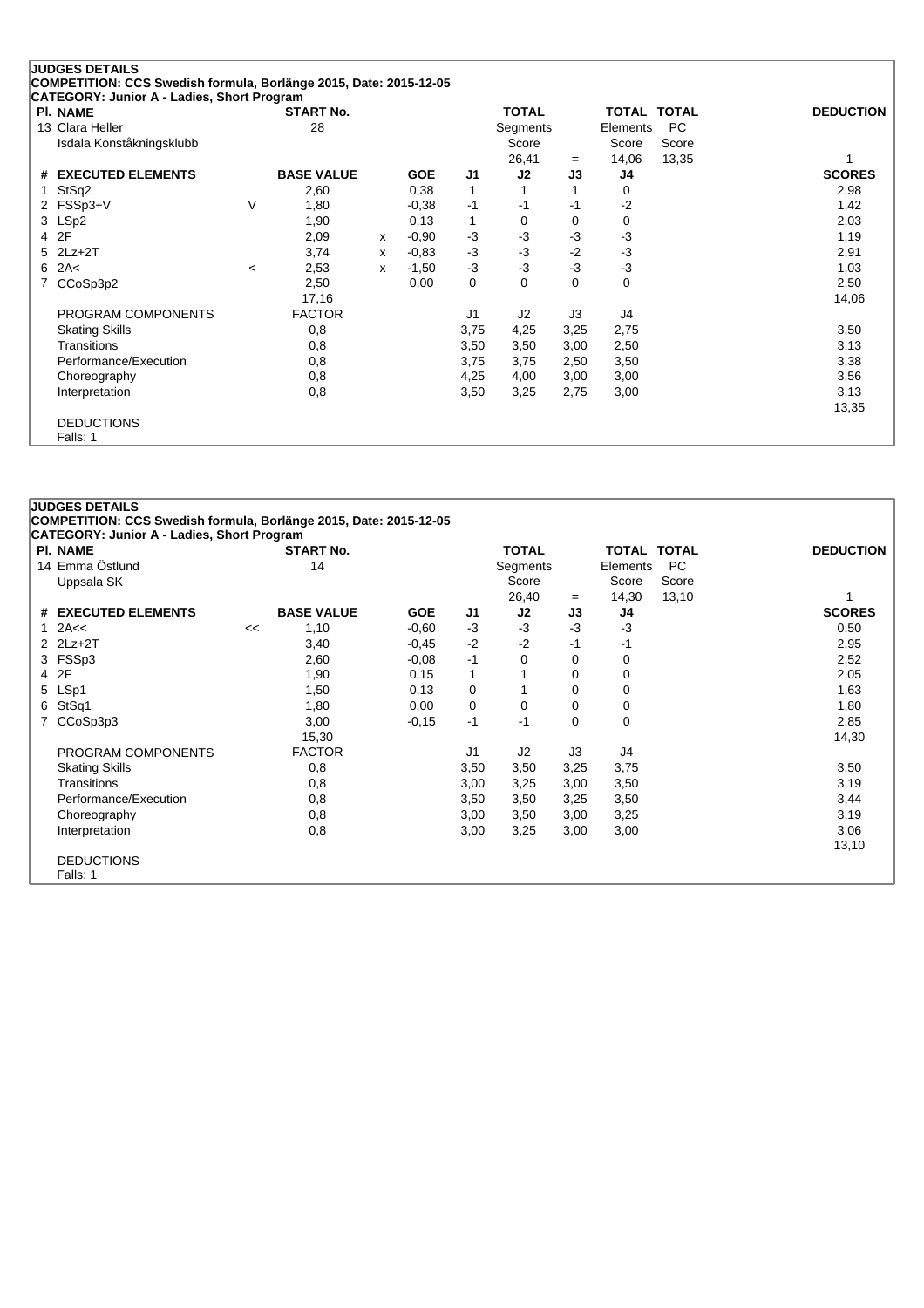## JUDGES DETAILS

**COMPETITION: CCS Swedish formula, Borlänge 2015, Date: 2015-12-05**

**CATEGORY: Junior A - Ladies, Short Program**

| Pl. | NAME | START No. | TOTAL Segments Score | = | TOTAL Elements Score | TOTAL PC Score | DEDUCTION |
|---|---|---|---|---|---|---|---|
| 13 | Clara Heller<br>Isdala Konståkningsklubb | 28 | 26,41 | = | 14,06 | 13,35 | 1 |

| # | EXECUTED ELEMENTS | | BASE VALUE | | GOE | J1 | J2 | J3 | J4 | SCORES |
|---|---|---|---|---|---|---|---|---|---|---|
| 1 | StSq2 | | 2,60 | | 0,38 | 1 | 1 | 1 | 0 | 2,98 |
| 2 | FSSp3+V | V | 1,80 | | -0,38 | -1 | -1 | -1 | -2 | 1,42 |
| 3 | LSp2 | | 1,90 | | 0,13 | 1 | 0 | 0 | 0 | 2,03 |
| 4 | 2F | | 2,09 | x | -0,90 | -3 | -3 | -3 | -3 | 1,19 |
| 5 | 2Lz+2T | | 3,74 | x | -0,83 | -3 | -3 | -2 | -3 | 2,91 |
| 6 | 2A< | < | 2,53 | x | -1,50 | -3 | -3 | -3 | -3 | 1,03 |
| 7 | CCoSp3p2 | | 2,50 | | 0,00 | 0 | 0 | 0 | 0 | 2,50 |
| | | | 17,16 | | | | | | | 14,06 |

| PROGRAM COMPONENTS | FACTOR | J1 | J2 | J3 | J4 | SCORES |
|---|---|---|---|---|---|---|
| Skating Skills | 0,8 | 3,75 | 4,25 | 3,25 | 2,75 | 3,50 |
| Transitions | 0,8 | 3,50 | 3,50 | 3,00 | 2,50 | 3,13 |
| Performance/Execution | 0,8 | 3,75 | 3,75 | 2,50 | 3,50 | 3,38 |
| Choreography | 0,8 | 4,25 | 4,00 | 3,00 | 3,00 | 3,56 |
| Interpretation | 0,8 | 3,50 | 3,25 | 2,75 | 3,00 | 3,13 |
| | | | | | | 13,35 |

DEDUCTIONS

Falls: 1

## JUDGES DETAILS

**COMPETITION: CCS Swedish formula, Borlänge 2015, Date: 2015-12-05**

**CATEGORY: Junior A - Ladies, Short Program**

| Pl. | NAME | START No. | TOTAL Segments Score | = | TOTAL Elements Score | TOTAL PC Score | DEDUCTION |
|---|---|---|---|---|---|---|---|
| 14 | Emma Östlund<br>Uppsala SK | 14 | 26,40 | = | 14,30 | 13,10 | 1 |

| # | EXECUTED ELEMENTS | | BASE VALUE | GOE | J1 | J2 | J3 | J4 | SCORES |
|---|---|---|---|---|---|---|---|---|---|
| 1 | 2A<< | << | 1,10 | -0,60 | -3 | -3 | -3 | -3 | 0,50 |
| 2 | 2Lz+2T | | 3,40 | -0,45 | -2 | -2 | -1 | -1 | 2,95 |
| 3 | FSSp3 | | 2,60 | -0,08 | -1 | 0 | 0 | 0 | 2,52 |
| 4 | 2F | | 1,90 | 0,15 | 1 | 1 | 0 | 0 | 2,05 |
| 5 | LSp1 | | 1,50 | 0,13 | 0 | 1 | 0 | 0 | 1,63 |
| 6 | StSq1 | | 1,80 | 0,00 | 0 | 0 | 0 | 0 | 1,80 |
| 7 | CCoSp3p3 | | 3,00 | -0,15 | -1 | -1 | 0 | 0 | 2,85 |
| | | | 15,30 | | | | | | 14,30 |

| PROGRAM COMPONENTS | FACTOR | J1 | J2 | J3 | J4 | SCORES |
|---|---|---|---|---|---|---|
| Skating Skills | 0,8 | 3,50 | 3,50 | 3,25 | 3,75 | 3,50 |
| Transitions | 0,8 | 3,00 | 3,25 | 3,00 | 3,50 | 3,19 |
| Performance/Execution | 0,8 | 3,50 | 3,50 | 3,25 | 3,50 | 3,44 |
| Choreography | 0,8 | 3,00 | 3,50 | 3,00 | 3,25 | 3,19 |
| Interpretation | 0,8 | 3,00 | 3,25 | 3,00 | 3,00 | 3,06 |
| | | | | | | 13,10 |

DEDUCTIONS

Falls: 1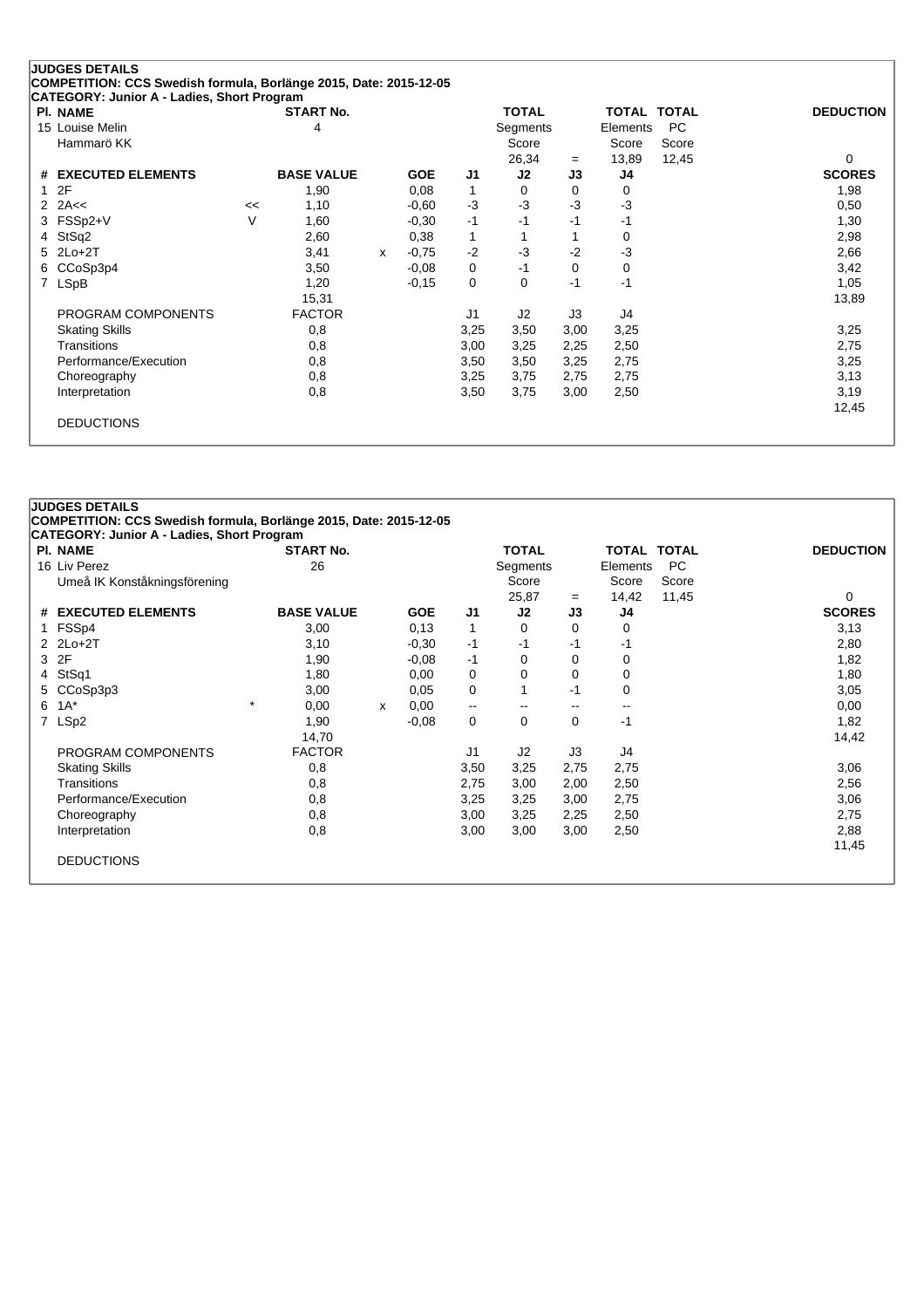**JUDGES DETAILS**

**COMPETITION: CCS Swedish formula, Borlänge 2015, Date: 2015-12-05**

**CATEGORY: Junior A - Ladies, Short Program**

| Pl. | NAME | START No. | TOTAL Segments Score | | TOTAL Elements Score | TOTAL PC Score | DEDUCTION |
|---|---|---|---|---|---|---|---|
| 15 | Louise Melin<br>Hammarö KK | 4 | 26,34 | = | 13,89 | 12,45 | 0 |

| # | EXECUTED ELEMENTS | | BASE VALUE | | GOE | J1 | J2 | J3 | J4 | SCORES |
|---|---|---|---|---|---|---|---|---|---|---|
| 1 | 2F | | 1,90 | | 0,08 | 1 | 0 | 0 | 0 | 1,98 |
| 2 | 2A<< | << | 1,10 | | -0,60 | -3 | -3 | -3 | -3 | 0,50 |
| 3 | FSSp2+V | V | 1,60 | | -0,30 | -1 | -1 | -1 | -1 | 1,30 |
| 4 | StSq2 | | 2,60 | | 0,38 | 1 | 1 | 1 | 0 | 2,98 |
| 5 | 2Lo+2T | | 3,41 | x | -0,75 | -2 | -3 | -2 | -3 | 2,66 |
| 6 | CCoSp3p4 | | 3,50 | | -0,08 | 0 | -1 | 0 | 0 | 3,42 |
| 7 | LSpB | | 1,20 | | -0,15 | 0 | 0 | -1 | -1 | 1,05 |
| | | | 15,31 | | | | | | | 13,89 |

| PROGRAM COMPONENTS | FACTOR | J1 | J2 | J3 | J4 | |
|---|---|---|---|---|---|---|
| Skating Skills | 0,8 | 3,25 | 3,50 | 3,00 | 3,25 | 3,25 |
| Transitions | 0,8 | 3,00 | 3,25 | 2,25 | 2,50 | 2,75 |
| Performance/Execution | 0,8 | 3,50 | 3,50 | 3,25 | 2,75 | 3,25 |
| Choreography | 0,8 | 3,25 | 3,75 | 2,75 | 2,75 | 3,13 |
| Interpretation | 0,8 | 3,50 | 3,75 | 3,00 | 2,50 | 3,19 |
| | | | | | | 12,45 |

DEDUCTIONS

**JUDGES DETAILS**

**COMPETITION: CCS Swedish formula, Borlänge 2015, Date: 2015-12-05**

**CATEGORY: Junior A - Ladies, Short Program**

| Pl. | NAME | START No. | TOTAL Segments Score | | TOTAL Elements Score | TOTAL PC Score | DEDUCTION |
|---|---|---|---|---|---|---|---|
| 16 | Liv Perez<br>Umeå IK Konståkningsförening | 26 | 25,87 | = | 14,42 | 11,45 | 0 |

| # | EXECUTED ELEMENTS | | BASE VALUE | | GOE | J1 | J2 | J3 | J4 | SCORES |
|---|---|---|---|---|---|---|---|---|---|---|
| 1 | FSSp4 | | 3,00 | | 0,13 | 1 | 0 | 0 | 0 | 3,13 |
| 2 | 2Lo+2T | | 3,10 | | -0,30 | -1 | -1 | -1 | -1 | 2,80 |
| 3 | 2F | | 1,90 | | -0,08 | -1 | 0 | 0 | 0 | 1,82 |
| 4 | StSq1 | | 1,80 | | 0,00 | 0 | 0 | 0 | 0 | 1,80 |
| 5 | CCoSp3p3 | | 3,00 | | 0,05 | 0 | 1 | -1 | 0 | 3,05 |
| 6 | 1A* | * | 0,00 | x | 0,00 | -- | -- | -- | -- | 0,00 |
| 7 | LSp2 | | 1,90 | | -0,08 | 0 | 0 | 0 | -1 | 1,82 |
| | | | 14,70 | | | | | | | 14,42 |

| PROGRAM COMPONENTS | FACTOR | J1 | J2 | J3 | J4 | |
|---|---|---|---|---|---|---|
| Skating Skills | 0,8 | 3,50 | 3,25 | 2,75 | 2,75 | 3,06 |
| Transitions | 0,8 | 2,75 | 3,00 | 2,00 | 2,50 | 2,56 |
| Performance/Execution | 0,8 | 3,25 | 3,25 | 3,00 | 2,75 | 3,06 |
| Choreography | 0,8 | 3,00 | 3,25 | 2,25 | 2,50 | 2,75 |
| Interpretation | 0,8 | 3,00 | 3,00 | 3,00 | 2,50 | 2,88 |
| | | | | | | 11,45 |

DEDUCTIONS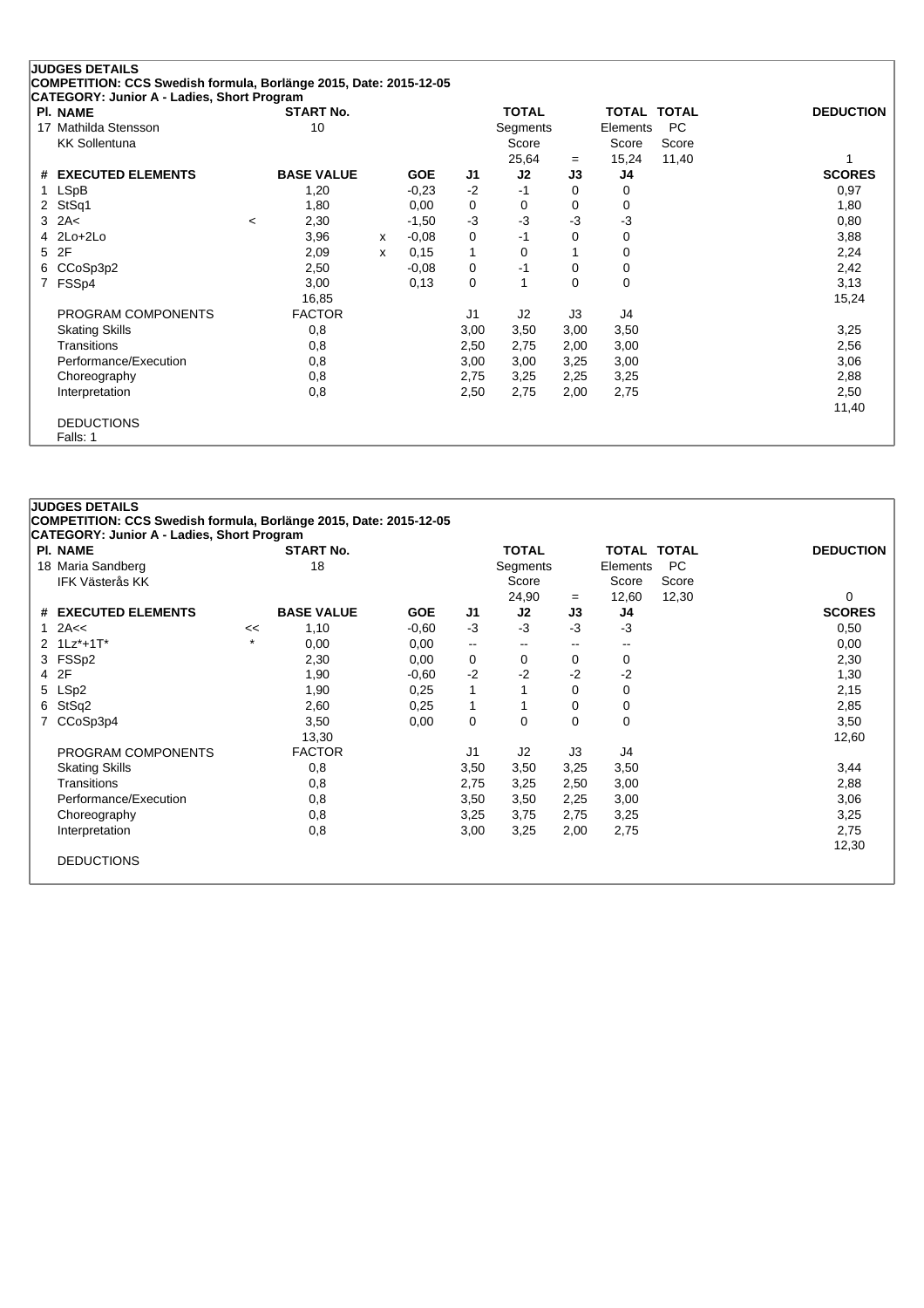**JUDGES DETAILS**
**COMPETITION: CCS Swedish formula, Borlänge 2015, Date: 2015-12-05**
**CATEGORY: Junior A - Ladies, Short Program**

| Pl. | NAME | START No. | TOTAL Segments Score | = | TOTAL Elements Score | TOTAL PC Score | DEDUCTION |
|---|---|---|---|---|---|---|---|
| 17 | Mathilda Stensson, KK Sollentuna | 10 | 25,64 | = | 15,24 | 11,40 | 1 |

| # | EXECUTED ELEMENTS | | BASE VALUE | | GOE | J1 | J2 | J3 | J4 | SCORES |
|---|---|---|---|---|---|---|---|---|---|---|
| 1 | LSpB | | 1,20 | | -0,23 | -2 | -1 | 0 | 0 | 0,97 |
| 2 | StSq1 | | 1,80 | | 0,00 | 0 | 0 | 0 | 0 | 1,80 |
| 3 | 2A< | < | 2,30 | | -1,50 | -3 | -3 | -3 | -3 | 0,80 |
| 4 | 2Lo+2Lo | | 3,96 | x | -0,08 | 0 | -1 | 0 | 0 | 3,88 |
| 5 | 2F | | 2,09 | x | 0,15 | 1 | 0 | 1 | 0 | 2,24 |
| 6 | CCoSp3p2 | | 2,50 | | -0,08 | 0 | -1 | 0 | 0 | 2,42 |
| 7 | FSSp4 | | 3,00 | | 0,13 | 0 | 1 | 0 | 0 | 3,13 |
| | | | 16,85 | | | | | | | 15,24 |

| PROGRAM COMPONENTS | FACTOR | J1 | J2 | J3 | J4 | |
|---|---|---|---|---|---|---|
| Skating Skills | 0,8 | 3,00 | 3,50 | 3,00 | 3,50 | 3,25 |
| Transitions | 0,8 | 2,50 | 2,75 | 2,00 | 3,00 | 2,56 |
| Performance/Execution | 0,8 | 3,00 | 3,00 | 3,25 | 3,00 | 3,06 |
| Choreography | 0,8 | 2,75 | 3,25 | 2,25 | 3,25 | 2,88 |
| Interpretation | 0,8 | 2,50 | 2,75 | 2,00 | 2,75 | 2,50 |
| | | | | | | 11,40 |

DEDUCTIONS
Falls: 1

**JUDGES DETAILS**
**COMPETITION: CCS Swedish formula, Borlänge 2015, Date: 2015-12-05**
**CATEGORY: Junior A - Ladies, Short Program**

| Pl. | NAME | START No. | TOTAL Segments Score | = | TOTAL Elements Score | TOTAL PC Score | DEDUCTION |
|---|---|---|---|---|---|---|---|
| 18 | Maria Sandberg, IFK Västerås KK | 18 | 24,90 | = | 12,60 | 12,30 | 0 |

| # | EXECUTED ELEMENTS | | BASE VALUE | GOE | J1 | J2 | J3 | J4 | SCORES |
|---|---|---|---|---|---|---|---|---|---|
| 1 | 2A<< | << | 1,10 | -0,60 | -3 | -3 | -3 | -3 | 0,50 |
| 2 | 1Lz*+1T* | * | 0,00 | 0,00 | -- | -- | -- | -- | 0,00 |
| 3 | FSSp2 | | 2,30 | 0,00 | 0 | 0 | 0 | 0 | 2,30 |
| 4 | 2F | | 1,90 | -0,60 | -2 | -2 | -2 | -2 | 1,30 |
| 5 | LSp2 | | 1,90 | 0,25 | 1 | 1 | 0 | 0 | 2,15 |
| 6 | StSq2 | | 2,60 | 0,25 | 1 | 1 | 0 | 0 | 2,85 |
| 7 | CCoSp3p4 | | 3,50 | 0,00 | 0 | 0 | 0 | 0 | 3,50 |
| | | | 13,30 | | | | | | 12,60 |

| PROGRAM COMPONENTS | FACTOR | J1 | J2 | J3 | J4 | |
|---|---|---|---|---|---|---|
| Skating Skills | 0,8 | 3,50 | 3,50 | 3,25 | 3,50 | 3,44 |
| Transitions | 0,8 | 2,75 | 3,25 | 2,50 | 3,00 | 2,88 |
| Performance/Execution | 0,8 | 3,50 | 3,50 | 2,25 | 3,00 | 3,06 |
| Choreography | 0,8 | 3,25 | 3,75 | 2,75 | 3,25 | 3,25 |
| Interpretation | 0,8 | 3,00 | 3,25 | 2,00 | 2,75 | 2,75 |
| | | | | | | 12,30 |

DEDUCTIONS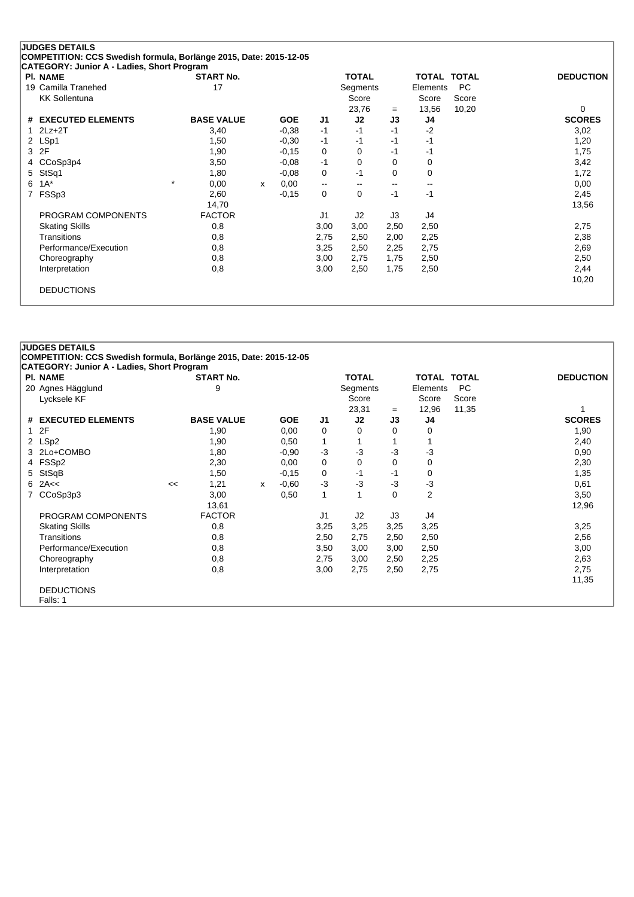**JUDGES DETAILS**
**COMPETITION: CCS Swedish formula, Borlänge 2015, Date: 2015-12-05**
**CATEGORY: Junior A - Ladies, Short Program**

| Pl. | NAME | START No. | TOTAL Segments Score | = | TOTAL Elements Score | TOTAL PC Score | DEDUCTION |
|---|---|---|---|---|---|---|---|
| 19 | Camilla Tranehed<br>KK Sollentuna | 17 | 23,76 | = | 13,56 | 10,20 | 0 |

| # | EXECUTED ELEMENTS | | BASE VALUE | | GOE | J1 | J2 | J3 | J4 | SCORES |
|---|---|---|---|---|---|---|---|---|---|---|
| 1 | 2Lz+2T | | 3,40 | | -0,38 | -1 | -1 | -1 | -2 | 3,02 |
| 2 | LSp1 | | 1,50 | | -0,30 | -1 | -1 | -1 | -1 | 1,20 |
| 3 | 2F | | 1,90 | | -0,15 | 0 | 0 | -1 | -1 | 1,75 |
| 4 | CCoSp3p4 | | 3,50 | | -0,08 | -1 | 0 | 0 | 0 | 3,42 |
| 5 | StSq1 | | 1,80 | | -0,08 | 0 | -1 | 0 | 0 | 1,72 |
| 6 | 1A* | * | 0,00 | x | 0,00 | -- | -- | -- | -- | 0,00 |
| 7 | FSSp3 | | 2,60 | | -0,15 | 0 | 0 | -1 | -1 | 2,45 |
| | | | 14,70 | | | | | | | 13,56 |

| PROGRAM COMPONENTS | FACTOR | J1 | J2 | J3 | J4 | |
|---|---|---|---|---|---|---|
| Skating Skills | 0,8 | 3,00 | 3,00 | 2,50 | 2,50 | 2,75 |
| Transitions | 0,8 | 2,75 | 2,50 | 2,00 | 2,25 | 2,38 |
| Performance/Execution | 0,8 | 3,25 | 2,50 | 2,25 | 2,75 | 2,69 |
| Choreography | 0,8 | 3,00 | 2,75 | 1,75 | 2,50 | 2,50 |
| Interpretation | 0,8 | 3,00 | 2,50 | 1,75 | 2,50 | 2,44 |
| | | | | | | 10,20 |

DEDUCTIONS

---

**JUDGES DETAILS**
**COMPETITION: CCS Swedish formula, Borlänge 2015, Date: 2015-12-05**
**CATEGORY: Junior A - Ladies, Short Program**

| Pl. | NAME | START No. | TOTAL Segments Score | = | TOTAL Elements Score | TOTAL PC Score | DEDUCTION |
|---|---|---|---|---|---|---|---|
| 20 | Agnes Hägglund<br>Lycksele KF | 9 | 23,31 | = | 12,96 | 11,35 | 1 |

| # | EXECUTED ELEMENTS | | BASE VALUE | | GOE | J1 | J2 | J3 | J4 | SCORES |
|---|---|---|---|---|---|---|---|---|---|---|
| 1 | 2F | | 1,90 | | 0,00 | 0 | 0 | 0 | 0 | 1,90 |
| 2 | LSp2 | | 1,90 | | 0,50 | 1 | 1 | 1 | 1 | 2,40 |
| 3 | 2Lo+COMBO | | 1,80 | | -0,90 | -3 | -3 | -3 | -3 | 0,90 |
| 4 | FSSp2 | | 2,30 | | 0,00 | 0 | 0 | 0 | 0 | 2,30 |
| 5 | StSqB | | 1,50 | | -0,15 | 0 | -1 | -1 | 0 | 1,35 |
| 6 | 2A<< | << | 1,21 | x | -0,60 | -3 | -3 | -3 | -3 | 0,61 |
| 7 | CCoSp3p3 | | 3,00 | | 0,50 | 1 | 1 | 0 | 2 | 3,50 |
| | | | 13,61 | | | | | | | 12,96 |

| PROGRAM COMPONENTS | FACTOR | J1 | J2 | J3 | J4 | |
|---|---|---|---|---|---|---|
| Skating Skills | 0,8 | 3,25 | 3,25 | 3,25 | 3,25 | 3,25 |
| Transitions | 0,8 | 2,50 | 2,75 | 2,50 | 2,50 | 2,56 |
| Performance/Execution | 0,8 | 3,50 | 3,00 | 3,00 | 2,50 | 3,00 |
| Choreography | 0,8 | 2,75 | 3,00 | 2,50 | 2,25 | 2,63 |
| Interpretation | 0,8 | 3,00 | 2,75 | 2,50 | 2,75 | 2,75 |
| | | | | | | 11,35 |

DEDUCTIONS
Falls: 1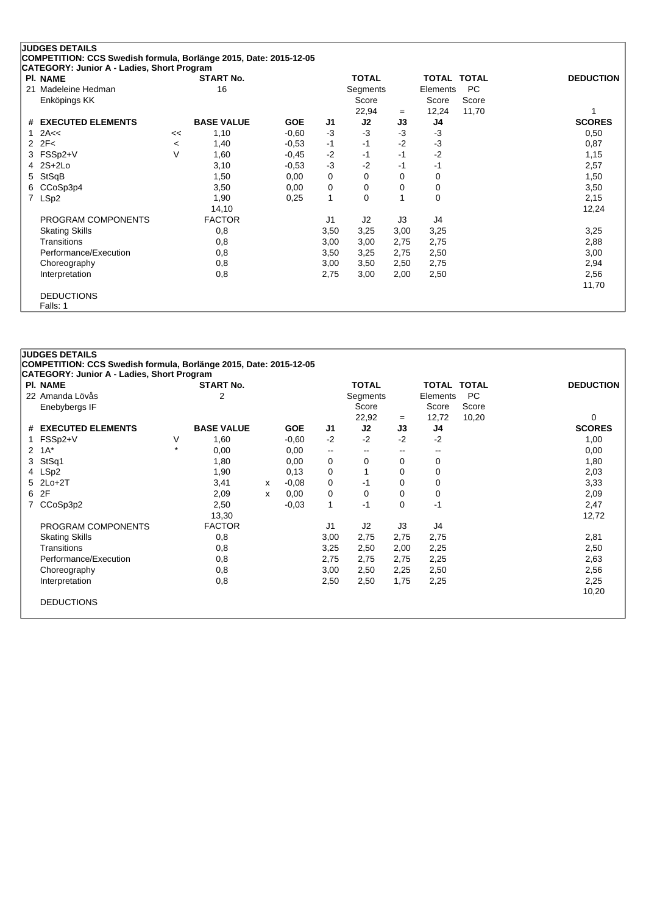**JUDGES DETAILS**
**COMPETITION: CCS Swedish formula, Borlänge 2015, Date: 2015-12-05**
**CATEGORY: Junior A - Ladies, Short Program**

| Pl. | NAME | START No. | TOTAL Segments Score | = | TOTAL Elements Score | TOTAL PC Score | DEDUCTION |
|---|---|---|---|---|---|---|---|
| 21 | Madeleine Hedman<br>Enköpings KK | 16 | 22,94 | = | 12,24 | 11,70 | 1 |

| # | EXECUTED ELEMENTS | | BASE VALUE | | GOE | J1 | J2 | J3 | J4 | SCORES |
|---|---|---|---|---|---|---|---|---|---|---|
| 1 | 2A<< | << | 1,10 | | -0,60 | -3 | -3 | -3 | -3 | 0,50 |
| 2 | 2F< | < | 1,40 | | -0,53 | -1 | -1 | -2 | -3 | 0,87 |
| 3 | FSSp2+V | V | 1,60 | | -0,45 | -2 | -1 | -1 | -2 | 1,15 |
| 4 | 2S+2Lo | | 3,10 | | -0,53 | -3 | -2 | -1 | -1 | 2,57 |
| 5 | StSqB | | 1,50 | | 0,00 | 0 | 0 | 0 | 0 | 1,50 |
| 6 | CCoSp3p4 | | 3,50 | | 0,00 | 0 | 0 | 0 | 0 | 3,50 |
| 7 | LSp2 | | 1,90 | | 0,25 | 1 | 0 | 1 | 0 | 2,15 |
| | | | 14,10 | | | | | | | 12,24 |

| PROGRAM COMPONENTS | FACTOR | J1 | J2 | J3 | J4 | SCORES |
|---|---|---|---|---|---|---|
| Skating Skills | 0,8 | 3,50 | 3,25 | 3,00 | 3,25 | 3,25 |
| Transitions | 0,8 | 3,00 | 3,00 | 2,75 | 2,75 | 2,88 |
| Performance/Execution | 0,8 | 3,50 | 3,25 | 2,75 | 2,50 | 3,00 |
| Choreography | 0,8 | 3,00 | 3,50 | 2,50 | 2,75 | 2,94 |
| Interpretation | 0,8 | 2,75 | 3,00 | 2,00 | 2,50 | 2,56 |
| | | | | | | 11,70 |

DEDUCTIONS
Falls: 1

**JUDGES DETAILS**
**COMPETITION: CCS Swedish formula, Borlänge 2015, Date: 2015-12-05**
**CATEGORY: Junior A - Ladies, Short Program**

| Pl. | NAME | START No. | TOTAL Segments Score | = | TOTAL Elements Score | TOTAL PC Score | DEDUCTION |
|---|---|---|---|---|---|---|---|
| 22 | Amanda Lövås<br>Enebybergs IF | 2 | 22,92 | = | 12,72 | 10,20 | 0 |

| # | EXECUTED ELEMENTS | | BASE VALUE | | GOE | J1 | J2 | J3 | J4 | SCORES |
|---|---|---|---|---|---|---|---|---|---|---|
| 1 | FSSp2+V | V | 1,60 | | -0,60 | -2 | -2 | -2 | -2 | 1,00 |
| 2 | 1A* | * | 0,00 | | 0,00 | -- | -- | -- | -- | 0,00 |
| 3 | StSq1 | | 1,80 | | 0,00 | 0 | 0 | 0 | 0 | 1,80 |
| 4 | LSp2 | | 1,90 | | 0,13 | 0 | 1 | 0 | 0 | 2,03 |
| 5 | 2Lo+2T | | 3,41 | x | -0,08 | 0 | -1 | 0 | 0 | 3,33 |
| 6 | 2F | | 2,09 | x | 0,00 | 0 | 0 | 0 | 0 | 2,09 |
| 7 | CCoSp3p2 | | 2,50 | | -0,03 | 1 | -1 | 0 | -1 | 2,47 |
| | | | 13,30 | | | | | | | 12,72 |

| PROGRAM COMPONENTS | FACTOR | J1 | J2 | J3 | J4 | SCORES |
|---|---|---|---|---|---|---|
| Skating Skills | 0,8 | 3,00 | 2,75 | 2,75 | 2,75 | 2,81 |
| Transitions | 0,8 | 3,25 | 2,50 | 2,00 | 2,25 | 2,50 |
| Performance/Execution | 0,8 | 2,75 | 2,75 | 2,75 | 2,25 | 2,63 |
| Choreography | 0,8 | 3,00 | 2,50 | 2,25 | 2,50 | 2,56 |
| Interpretation | 0,8 | 2,50 | 2,50 | 1,75 | 2,25 | 2,25 |
| | | | | | | 10,20 |

DEDUCTIONS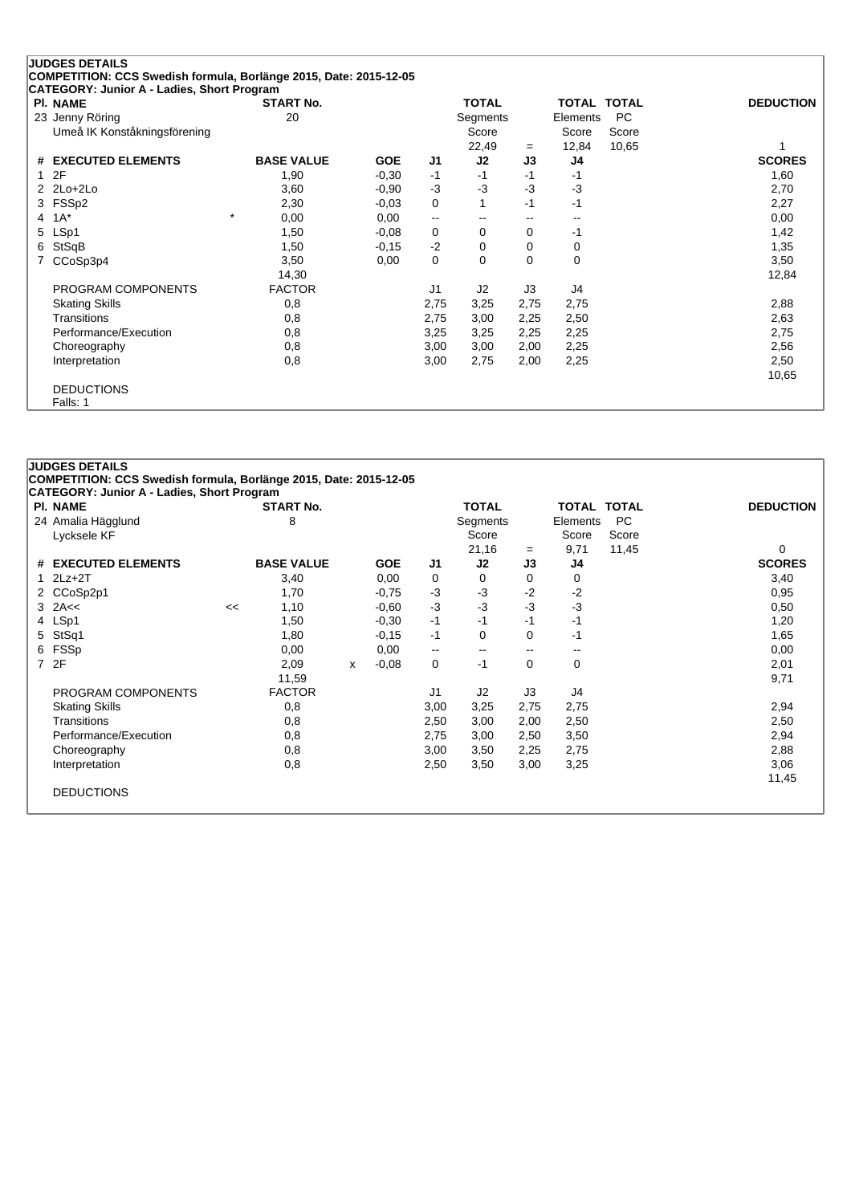**JUDGES DETAILS**
**COMPETITION: CCS Swedish formula, Borlänge 2015, Date: 2015-12-05**
**CATEGORY: Junior A - Ladies, Short Program**

| Pl. | NAME | START No. | TOTAL Segments Score | = | TOTAL Elements Score | TOTAL PC Score | DEDUCTION |
|---|---|---|---|---|---|---|---|
| 23 | Jenny Röring<br>Umeå IK Konståkningsförening | 20 | 22,49 | = | 12,84 | 10,65 | 1 |

| # | EXECUTED ELEMENTS | | BASE VALUE | | GOE | J1 | J2 | J3 | J4 | SCORES |
|---|---|---|---|---|---|---|---|---|---|---|
| 1 | 2F | | 1,90 | | -0,30 | -1 | -1 | -1 | -1 | 1,60 |
| 2 | 2Lo+2Lo | | 3,60 | | -0,90 | -3 | -3 | -3 | -3 | 2,70 |
| 3 | FSSp2 | | 2,30 | | -0,03 | 0 | 1 | -1 | -1 | 2,27 |
| 4 | 1A* | * | 0,00 | | 0,00 | -- | -- | -- | -- | 0,00 |
| 5 | LSp1 | | 1,50 | | -0,08 | 0 | 0 | 0 | -1 | 1,42 |
| 6 | StSqB | | 1,50 | | -0,15 | -2 | 0 | 0 | 0 | 1,35 |
| 7 | CCoSp3p4 | | 3,50 | | 0,00 | 0 | 0 | 0 | 0 | 3,50 |
| | | | 14,30 | | | | | | | 12,84 |

| PROGRAM COMPONENTS | FACTOR | J1 | J2 | J3 | J4 | |
|---|---|---|---|---|---|---|
| Skating Skills | 0,8 | 2,75 | 3,25 | 2,75 | 2,75 | 2,88 |
| Transitions | 0,8 | 2,75 | 3,00 | 2,25 | 2,50 | 2,63 |
| Performance/Execution | 0,8 | 3,25 | 3,25 | 2,25 | 2,25 | 2,75 |
| Choreography | 0,8 | 3,00 | 3,00 | 2,00 | 2,25 | 2,56 |
| Interpretation | 0,8 | 3,00 | 2,75 | 2,00 | 2,25 | 2,50 |
| | | | | | | 10,65 |

DEDUCTIONS
Falls: 1

**JUDGES DETAILS**
**COMPETITION: CCS Swedish formula, Borlänge 2015, Date: 2015-12-05**
**CATEGORY: Junior A - Ladies, Short Program**

| Pl. | NAME | START No. | TOTAL Segments Score | = | TOTAL Elements Score | TOTAL PC Score | DEDUCTION |
|---|---|---|---|---|---|---|---|
| 24 | Amalia Hägglund<br>Lycksele KF | 8 | 21,16 | = | 9,71 | 11,45 | 0 |

| # | EXECUTED ELEMENTS | | BASE VALUE | | GOE | J1 | J2 | J3 | J4 | SCORES |
|---|---|---|---|---|---|---|---|---|---|---|
| 1 | 2Lz+2T | | 3,40 | | 0,00 | 0 | 0 | 0 | 0 | 3,40 |
| 2 | CCoSp2p1 | | 1,70 | | -0,75 | -3 | -3 | -2 | -2 | 0,95 |
| 3 | 2A<< | << | 1,10 | | -0,60 | -3 | -3 | -3 | -3 | 0,50 |
| 4 | LSp1 | | 1,50 | | -0,30 | -1 | -1 | -1 | -1 | 1,20 |
| 5 | StSq1 | | 1,80 | | -0,15 | -1 | 0 | 0 | -1 | 1,65 |
| 6 | FSSp | | 0,00 | | 0,00 | -- | -- | -- | -- | 0,00 |
| 7 | 2F | | 2,09 | x | -0,08 | 0 | -1 | 0 | 0 | 2,01 |
| | | | 11,59 | | | | | | | 9,71 |

| PROGRAM COMPONENTS | FACTOR | J1 | J2 | J3 | J4 | |
|---|---|---|---|---|---|---|
| Skating Skills | 0,8 | 3,00 | 3,25 | 2,75 | 2,75 | 2,94 |
| Transitions | 0,8 | 2,50 | 3,00 | 2,00 | 2,50 | 2,50 |
| Performance/Execution | 0,8 | 2,75 | 3,00 | 2,50 | 3,50 | 2,94 |
| Choreography | 0,8 | 3,00 | 3,50 | 2,25 | 2,75 | 2,88 |
| Interpretation | 0,8 | 2,50 | 3,50 | 3,00 | 3,25 | 3,06 |
| | | | | | | 11,45 |

DEDUCTIONS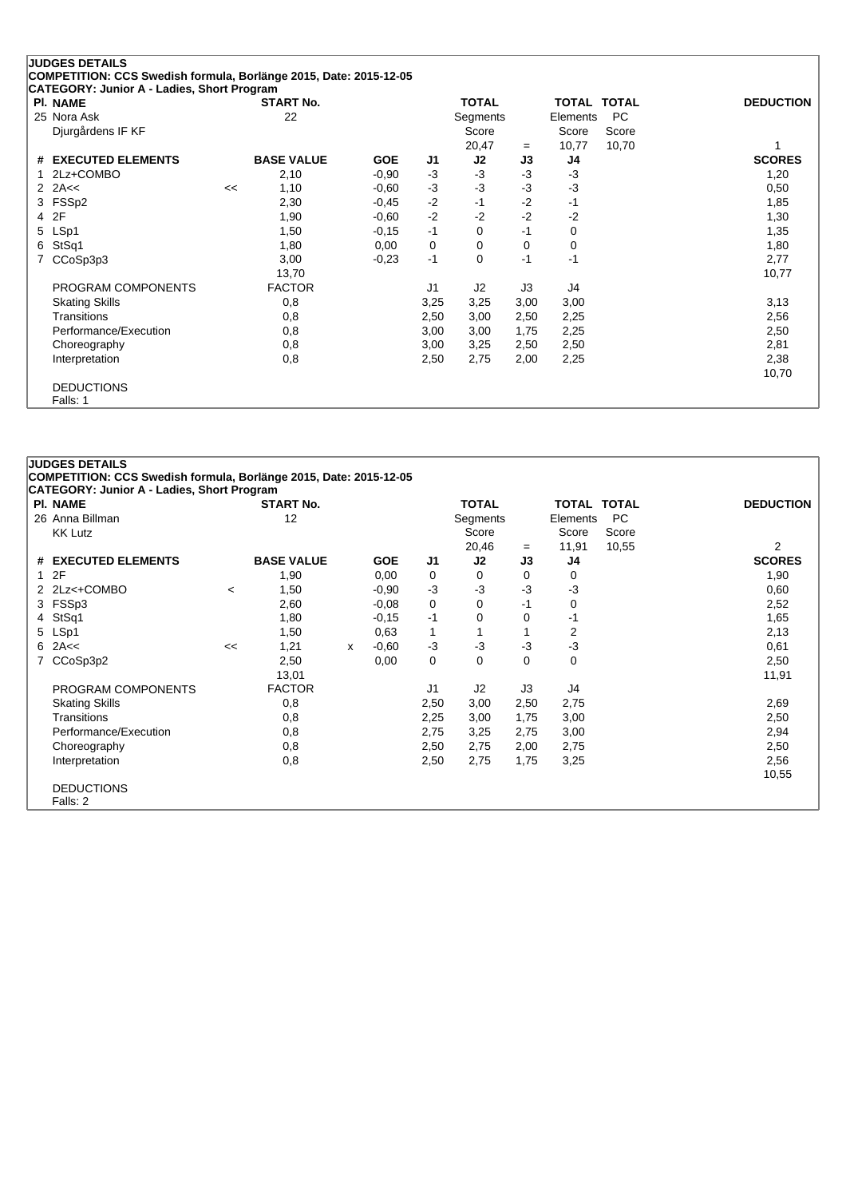## JUDGES DETAILS

**COMPETITION: CCS Swedish formula, Borlänge 2015, Date: 2015-12-05**

**CATEGORY: Junior A - Ladies, Short Program**

| Pl. | NAME | START No. | TOTAL Segments Score | = | TOTAL Elements Score | TOTAL PC Score | DEDUCTION |
|---|---|---|---|---|---|---|---|
| 25 | Nora Ask<br>Djurgårdens IF KF | 22 | 20,47 | = | 10,77 | 10,70 | 1 |

| # | EXECUTED ELEMENTS | | BASE VALUE | | GOE | J1 | J2 | J3 | J4 | SCORES |
|---|---|---|---|---|---|---|---|---|---|---|
| 1 | 2Lz+COMBO | | 2,10 | | -0,90 | -3 | -3 | -3 | -3 | 1,20 |
| 2 | 2A<< | << | 1,10 | | -0,60 | -3 | -3 | -3 | -3 | 0,50 |
| 3 | FSSp2 | | 2,30 | | -0,45 | -2 | -1 | -2 | -1 | 1,85 |
| 4 | 2F | | 1,90 | | -0,60 | -2 | -2 | -2 | -2 | 1,30 |
| 5 | LSp1 | | 1,50 | | -0,15 | -1 | 0 | -1 | 0 | 1,35 |
| 6 | StSq1 | | 1,80 | | 0,00 | 0 | 0 | 0 | 0 | 1,80 |
| 7 | CCoSp3p3 | | 3,00 | | -0,23 | -1 | 0 | -1 | -1 | 2,77 |
| | | | 13,70 | | | | | | | 10,77 |

| PROGRAM COMPONENTS | FACTOR | J1 | J2 | J3 | J4 | |
|---|---|---|---|---|---|---|
| Skating Skills | 0,8 | 3,25 | 3,25 | 3,00 | 3,00 | 3,13 |
| Transitions | 0,8 | 2,50 | 3,00 | 2,50 | 2,25 | 2,56 |
| Performance/Execution | 0,8 | 3,00 | 3,00 | 1,75 | 2,25 | 2,50 |
| Choreography | 0,8 | 3,00 | 3,25 | 2,50 | 2,50 | 2,81 |
| Interpretation | 0,8 | 2,50 | 2,75 | 2,00 | 2,25 | 2,38 |
| | | | | | | 10,70 |

DEDUCTIONS

Falls: 1

## JUDGES DETAILS

**COMPETITION: CCS Swedish formula, Borlänge 2015, Date: 2015-12-05**

**CATEGORY: Junior A - Ladies, Short Program**

| Pl. | NAME | START No. | TOTAL Segments Score | = | TOTAL Elements Score | TOTAL PC Score | DEDUCTION |
|---|---|---|---|---|---|---|---|
| 26 | Anna Billman<br>KK Lutz | 12 | 20,46 | = | 11,91 | 10,55 | 2 |

| # | EXECUTED ELEMENTS | | BASE VALUE | | GOE | J1 | J2 | J3 | J4 | SCORES |
|---|---|---|---|---|---|---|---|---|---|---|
| 1 | 2F | | 1,90 | | 0,00 | 0 | 0 | 0 | 0 | 1,90 |
| 2 | 2Lz<+COMBO | < | 1,50 | | -0,90 | -3 | -3 | -3 | -3 | 0,60 |
| 3 | FSSp3 | | 2,60 | | -0,08 | 0 | 0 | -1 | 0 | 2,52 |
| 4 | StSq1 | | 1,80 | | -0,15 | -1 | 0 | 0 | -1 | 1,65 |
| 5 | LSp1 | | 1,50 | | 0,63 | 1 | 1 | 1 | 2 | 2,13 |
| 6 | 2A<< | << | 1,21 | x | -0,60 | -3 | -3 | -3 | -3 | 0,61 |
| 7 | CCoSp3p2 | | 2,50 | | 0,00 | 0 | 0 | 0 | 0 | 2,50 |
| | | | 13,01 | | | | | | | 11,91 |

| PROGRAM COMPONENTS | FACTOR | J1 | J2 | J3 | J4 | |
|---|---|---|---|---|---|---|
| Skating Skills | 0,8 | 2,50 | 3,00 | 2,50 | 2,75 | 2,69 |
| Transitions | 0,8 | 2,25 | 3,00 | 1,75 | 3,00 | 2,50 |
| Performance/Execution | 0,8 | 2,75 | 3,25 | 2,75 | 3,00 | 2,94 |
| Choreography | 0,8 | 2,50 | 2,75 | 2,00 | 2,75 | 2,50 |
| Interpretation | 0,8 | 2,50 | 2,75 | 1,75 | 3,25 | 2,56 |
| | | | | | | 10,55 |

DEDUCTIONS

Falls: 2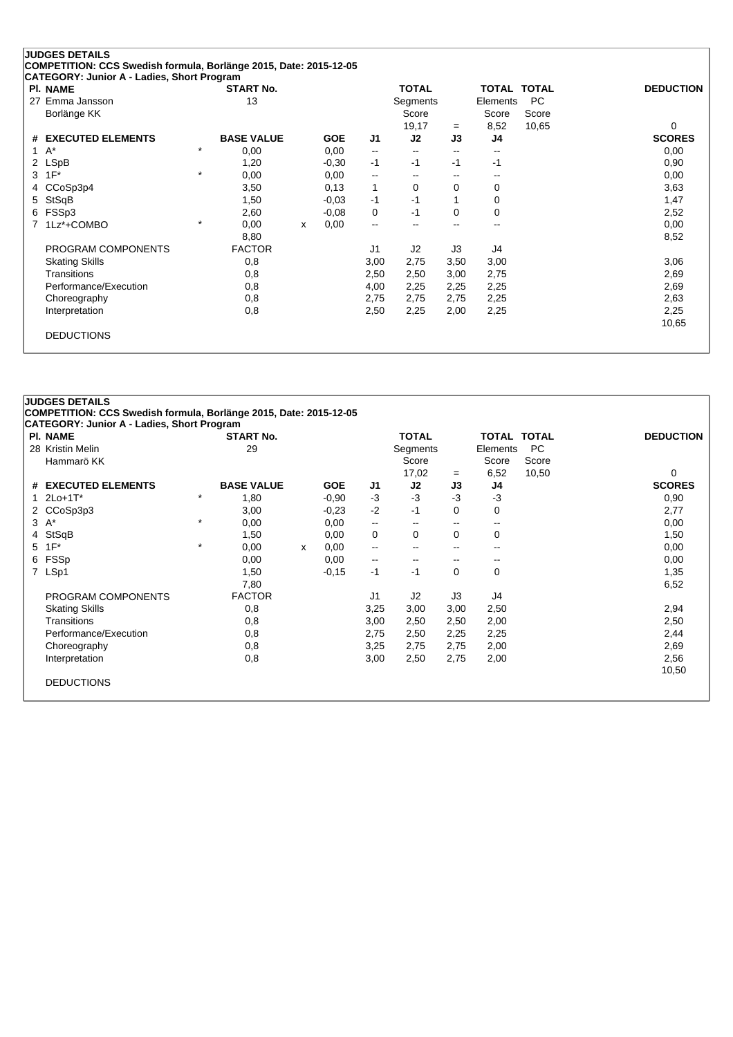## JUDGES DETAILS

**COMPETITION: CCS Swedish formula, Borlänge 2015, Date: 2015-12-05**

**CATEGORY: Junior A - Ladies, Short Program**

| Pl. | NAME | START No. | TOTAL Segments Score | = | TOTAL Elements Score | TOTAL PC Score | DEDUCTION |
|---|---|---|---|---|---|---|---|
| 27 | Emma Jansson<br>Borlänge KK | 13 | 19,17 | = | 8,52 | 10,65 | 0 |

| # | EXECUTED ELEMENTS | | BASE VALUE | | GOE | J1 | J2 | J3 | J4 | SCORES |
|---|---|---|---|---|---|---|---|---|---|---|
| 1 | A* | * | 0,00 | | 0,00 | -- | -- | -- | -- | 0,00 |
| 2 | LSpB | | 1,20 | | -0,30 | -1 | -1 | -1 | -1 | 0,90 |
| 3 | 1F* | * | 0,00 | | 0,00 | -- | -- | -- | -- | 0,00 |
| 4 | CCoSp3p4 | | 3,50 | | 0,13 | 1 | 0 | 0 | 0 | 3,63 |
| 5 | StSqB | | 1,50 | | -0,03 | -1 | -1 | 1 | 0 | 1,47 |
| 6 | FSSp3 | | 2,60 | | -0,08 | 0 | -1 | 0 | 0 | 2,52 |
| 7 | 1Lz*+COMBO | * | 0,00 | x | 0,00 | -- | -- | -- | -- | 0,00 |
| | | | 8,80 | | | | | | | 8,52 |

| PROGRAM COMPONENTS | FACTOR | J1 | J2 | J3 | J4 | |
|---|---|---|---|---|---|---|
| Skating Skills | 0,8 | 3,00 | 2,75 | 3,50 | 3,00 | 3,06 |
| Transitions | 0,8 | 2,50 | 2,50 | 3,00 | 2,75 | 2,69 |
| Performance/Execution | 0,8 | 4,00 | 2,25 | 2,25 | 2,25 | 2,69 |
| Choreography | 0,8 | 2,75 | 2,75 | 2,75 | 2,25 | 2,63 |
| Interpretation | 0,8 | 2,50 | 2,25 | 2,00 | 2,25 | 2,25 |
| | | | | | | 10,65 |

DEDUCTIONS

## JUDGES DETAILS

**COMPETITION: CCS Swedish formula, Borlänge 2015, Date: 2015-12-05**

**CATEGORY: Junior A - Ladies, Short Program**

| Pl. | NAME | START No. | TOTAL Segments Score | = | TOTAL Elements Score | TOTAL PC Score | DEDUCTION |
|---|---|---|---|---|---|---|---|
| 28 | Kristin Melin<br>Hammarö KK | 29 | 17,02 | = | 6,52 | 10,50 | 0 |

| # | EXECUTED ELEMENTS | | BASE VALUE | | GOE | J1 | J2 | J3 | J4 | SCORES |
|---|---|---|---|---|---|---|---|---|---|---|
| 1 | 2Lo+1T* | * | 1,80 | | -0,90 | -3 | -3 | -3 | -3 | 0,90 |
| 2 | CCoSp3p3 | | 3,00 | | -0,23 | -2 | -1 | 0 | 0 | 2,77 |
| 3 | A* | * | 0,00 | | 0,00 | -- | -- | -- | -- | 0,00 |
| 4 | StSqB | | 1,50 | | 0,00 | 0 | 0 | 0 | 0 | 1,50 |
| 5 | 1F* | * | 0,00 | x | 0,00 | -- | -- | -- | -- | 0,00 |
| 6 | FSSp | | 0,00 | | 0,00 | -- | -- | -- | -- | 0,00 |
| 7 | LSp1 | | 1,50 | | -0,15 | -1 | -1 | 0 | 0 | 1,35 |
| | | | 7,80 | | | | | | | 6,52 |

| PROGRAM COMPONENTS | FACTOR | J1 | J2 | J3 | J4 | |
|---|---|---|---|---|---|---|
| Skating Skills | 0,8 | 3,25 | 3,00 | 3,00 | 2,50 | 2,94 |
| Transitions | 0,8 | 3,00 | 2,50 | 2,50 | 2,00 | 2,50 |
| Performance/Execution | 0,8 | 2,75 | 2,50 | 2,25 | 2,25 | 2,44 |
| Choreography | 0,8 | 3,25 | 2,75 | 2,75 | 2,00 | 2,69 |
| Interpretation | 0,8 | 3,00 | 2,50 | 2,75 | 2,00 | 2,56 |
| | | | | | | 10,50 |

DEDUCTIONS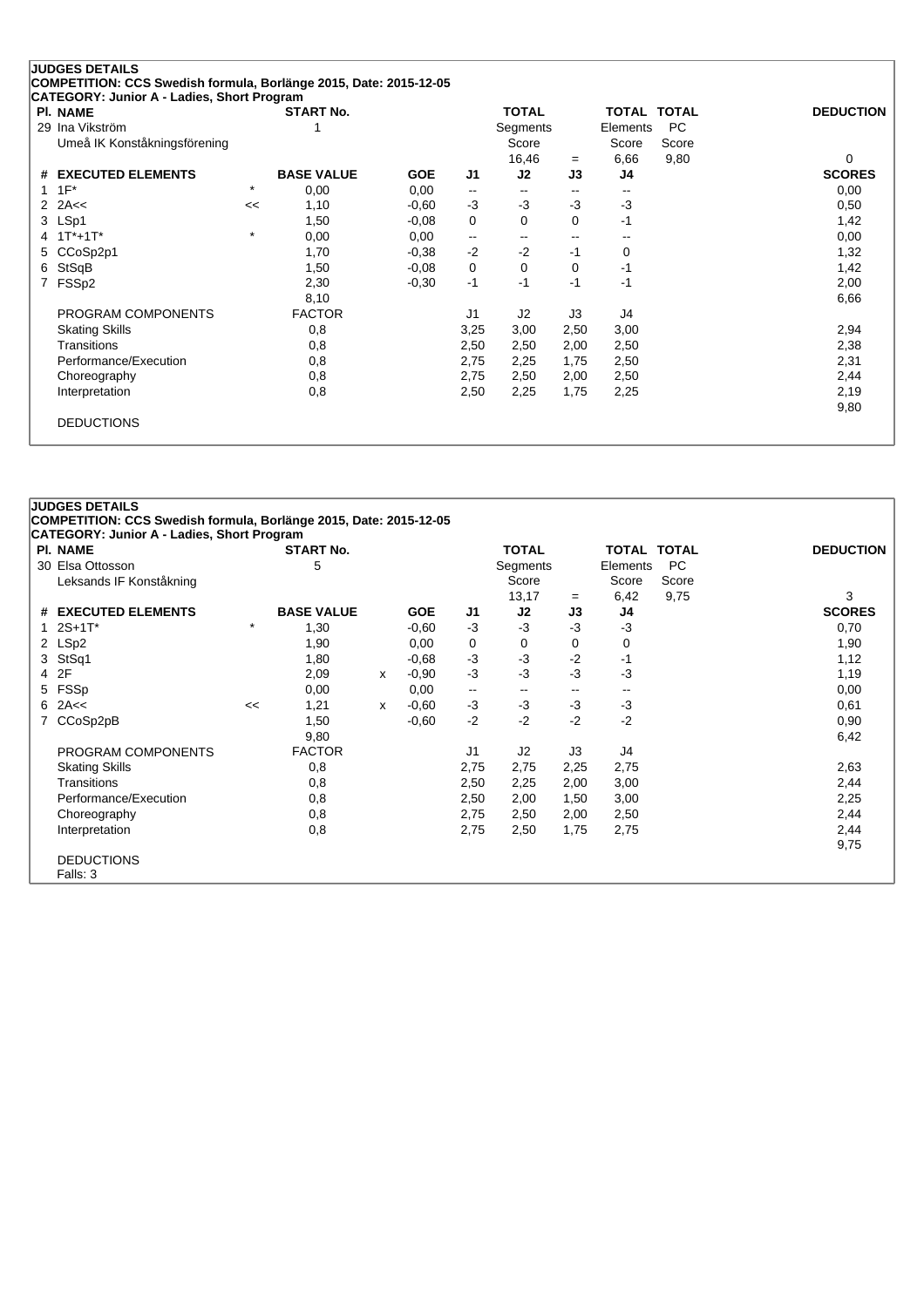## JUDGES DETAILS

**COMPETITION: CCS Swedish formula, Borlänge 2015, Date: 2015-12-05**

**CATEGORY: Junior A - Ladies, Short Program**

| Pl. NAME | START No. | TOTAL Segments Score | = | TOTAL Elements Score | TOTAL PC Score | DEDUCTION |
|---|---|---|---|---|---|---|
| 29 Ina Vikström, Umeå IK Konståkningsförening | 1 | 16,46 | = | 6,66 | 9,80 | 0 |

| # | EXECUTED ELEMENTS | | BASE VALUE | | GOE | J1 | J2 | J3 | J4 | SCORES |
|---|---|---|---|---|---|---|---|---|---|---|
| 1 | 1F* | * | 0,00 | | 0,00 | -- | -- | -- | -- | 0,00 |
| 2 | 2A<< | << | 1,10 | | -0,60 | -3 | -3 | -3 | -3 | 0,50 |
| 3 | LSp1 | | 1,50 | | -0,08 | 0 | 0 | 0 | -1 | 1,42 |
| 4 | 1T*+1T* | * | 0,00 | | 0,00 | -- | -- | -- | -- | 0,00 |
| 5 | CCoSp2p1 | | 1,70 | | -0,38 | -2 | -2 | -1 | 0 | 1,32 |
| 6 | StSqB | | 1,50 | | -0,08 | 0 | 0 | 0 | -1 | 1,42 |
| 7 | FSSp2 | | 2,30 | | -0,30 | -1 | -1 | -1 | -1 | 2,00 |
| | | | 8,10 | | | | | | | 6,66 |

| PROGRAM COMPONENTS | FACTOR | J1 | J2 | J3 | J4 | |
|---|---|---|---|---|---|---|
| Skating Skills | 0,8 | 3,25 | 3,00 | 2,50 | 3,00 | 2,94 |
| Transitions | 0,8 | 2,50 | 2,50 | 2,00 | 2,50 | 2,38 |
| Performance/Execution | 0,8 | 2,75 | 2,25 | 1,75 | 2,50 | 2,31 |
| Choreography | 0,8 | 2,75 | 2,50 | 2,00 | 2,50 | 2,44 |
| Interpretation | 0,8 | 2,50 | 2,25 | 1,75 | 2,25 | 2,19 |
| | | | | | | 9,80 |

DEDUCTIONS

## JUDGES DETAILS

**COMPETITION: CCS Swedish formula, Borlänge 2015, Date: 2015-12-05**

**CATEGORY: Junior A - Ladies, Short Program**

| Pl. NAME | START No. | TOTAL Segments Score | = | TOTAL Elements Score | TOTAL PC Score | DEDUCTION |
|---|---|---|---|---|---|---|
| 30 Elsa Ottosson, Leksands IF Konståkning | 5 | 13,17 | = | 6,42 | 9,75 | 3 |

| # | EXECUTED ELEMENTS | | BASE VALUE | | GOE | J1 | J2 | J3 | J4 | SCORES |
|---|---|---|---|---|---|---|---|---|---|---|
| 1 | 2S+1T* | * | 1,30 | | -0,60 | -3 | -3 | -3 | -3 | 0,70 |
| 2 | LSp2 | | 1,90 | | 0,00 | 0 | 0 | 0 | 0 | 1,90 |
| 3 | StSq1 | | 1,80 | | -0,68 | -3 | -3 | -2 | -1 | 1,12 |
| 4 | 2F | | 2,09 | x | -0,90 | -3 | -3 | -3 | -3 | 1,19 |
| 5 | FSSp | | 0,00 | | 0,00 | -- | -- | -- | -- | 0,00 |
| 6 | 2A<< | << | 1,21 | x | -0,60 | -3 | -3 | -3 | -3 | 0,61 |
| 7 | CCoSp2pB | | 1,50 | | -0,60 | -2 | -2 | -2 | -2 | 0,90 |
| | | | 9,80 | | | | | | | 6,42 |

| PROGRAM COMPONENTS | FACTOR | J1 | J2 | J3 | J4 | |
|---|---|---|---|---|---|---|
| Skating Skills | 0,8 | 2,75 | 2,75 | 2,25 | 2,75 | 2,63 |
| Transitions | 0,8 | 2,50 | 2,25 | 2,00 | 3,00 | 2,44 |
| Performance/Execution | 0,8 | 2,50 | 2,00 | 1,50 | 3,00 | 2,25 |
| Choreography | 0,8 | 2,75 | 2,50 | 2,00 | 2,50 | 2,44 |
| Interpretation | 0,8 | 2,75 | 2,50 | 1,75 | 2,75 | 2,44 |
| | | | | | | 9,75 |

DEDUCTIONS

Falls: 3